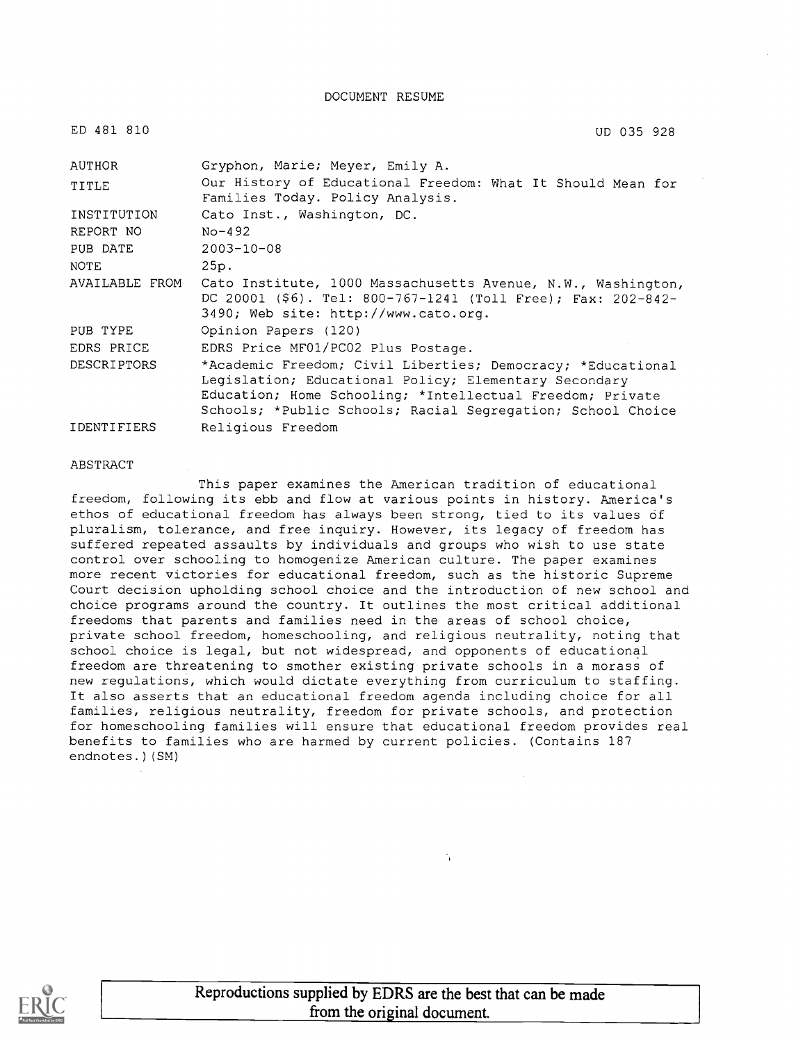DOCUMENT RESUME

| | |
|---|---|
| ED 481 810 | UD 035 928 |
| AUTHOR | Gryphon, Marie; Meyer, Emily A. |
| TITLE | Our History of Educational Freedom: What It Should Mean for Families Today. Policy Analysis. |
| INSTITUTION | Cato Inst., Washington, DC. |
| REPORT NO | No-492 |
| PUB DATE | 2003-10-08 |
| NOTE | 25p. |
| AVAILABLE FROM | Cato Institute, 1000 Massachusetts Avenue, N.W., Washington, DC 20001 ($6). Tel: 800-767-1241 (Toll Free); Fax: 202-842-3490; Web site: http://www.cato.org. |
| PUB TYPE | Opinion Papers (120) |
| EDRS PRICE | EDRS Price MF01/PC02 Plus Postage. |
| DESCRIPTORS | *Academic Freedom; Civil Liberties; Democracy; *Educational Legislation; Educational Policy; Elementary Secondary Education; Home Schooling; *Intellectual Freedom; Private Schools; *Public Schools; Racial Segregation; School Choice |
| IDENTIFIERS | Religious Freedom |

ABSTRACT

This paper examines the American tradition of educational freedom, following its ebb and flow at various points in history. America's ethos of educational freedom has always been strong, tied to its values of pluralism, tolerance, and free inquiry. However, its legacy of freedom has suffered repeated assaults by individuals and groups who wish to use state control over schooling to homogenize American culture. The paper examines more recent victories for educational freedom, such as the historic Supreme Court decision upholding school choice and the introduction of new school and choice programs around the country. It outlines the most critical additional freedoms that parents and families need in the areas of school choice, private school freedom, homeschooling, and religious neutrality, noting that school choice is legal, but not widespread, and opponents of educational freedom are threatening to smother existing private schools in a morass of new regulations, which would dictate everything from curriculum to staffing. It also asserts that an educational freedom agenda including choice for all families, religious neutrality, freedom for private schools, and protection for homeschooling families will ensure that educational freedom provides real benefits to families who are harmed by current policies. (Contains 187 endnotes.) (SM)

Reproductions supplied by EDRS are the best that can be made from the original document.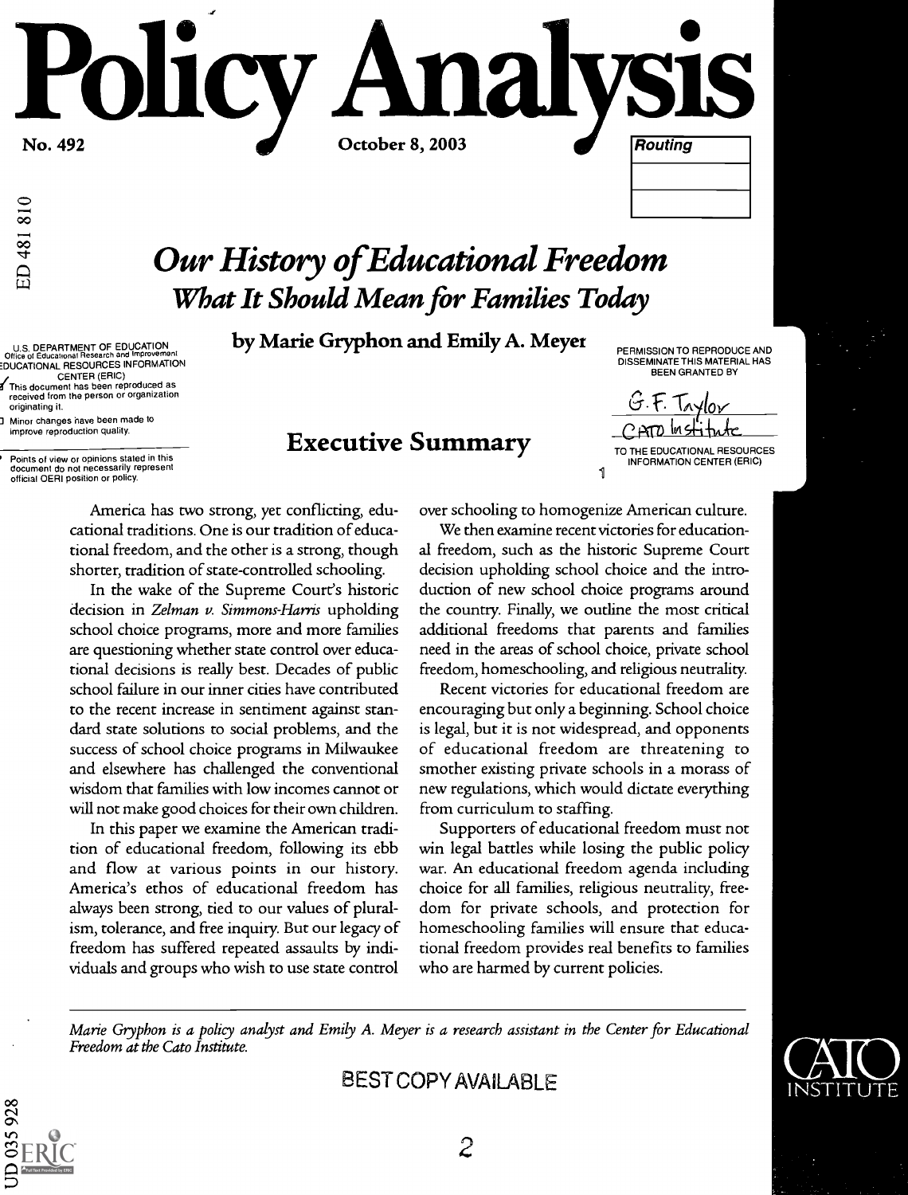# Policy Analysis

No. 492 October 8, 2003

## *Our History of Educational Freedom*
### *What It Should Mean for Families Today*

**by Marie Gryphon and Emily A. Meyer**

## Executive Summary

America has two strong, yet conflicting, educational traditions. One is our tradition of educational freedom, and the other is a strong, though shorter, tradition of state-controlled schooling.

In the wake of the Supreme Court's historic decision in *Zelman v. Simmons-Harris* upholding school choice programs, more and more families are questioning whether state control over educational decisions is really best. Decades of public school failure in our inner cities have contributed to the recent increase in sentiment against standard state solutions to social problems, and the success of school choice programs in Milwaukee and elsewhere has challenged the conventional wisdom that families with low incomes cannot or will not make good choices for their own children.

In this paper we examine the American tradition of educational freedom, following its ebb and flow at various points in our history. America's ethos of educational freedom has always been strong, tied to our values of pluralism, tolerance, and free inquiry. But our legacy of freedom has suffered repeated assaults by individuals and groups who wish to use state control over schooling to homogenize American culture.

We then examine recent victories for educational freedom, such as the historic Supreme Court decision upholding school choice and the introduction of new school choice programs around the country. Finally, we outline the most critical additional freedoms that parents and families need in the areas of school choice, private school freedom, homeschooling, and religious neutrality.

Recent victories for educational freedom are encouraging but only a beginning. School choice is legal, but it is not widespread, and opponents of educational freedom are threatening to smother existing private schools in a morass of new regulations, which would dictate everything from curriculum to staffing.

Supporters of educational freedom must not win legal battles while losing the public policy war. An educational freedom agenda including choice for all families, religious neutrality, freedom for private schools, and protection for homeschooling families will ensure that educational freedom provides real benefits to families who are harmed by current policies.

---

*Marie Gryphon is a policy analyst and Emily A. Meyer is a research assistant in the Center for Educational Freedom at the Cato Institute.*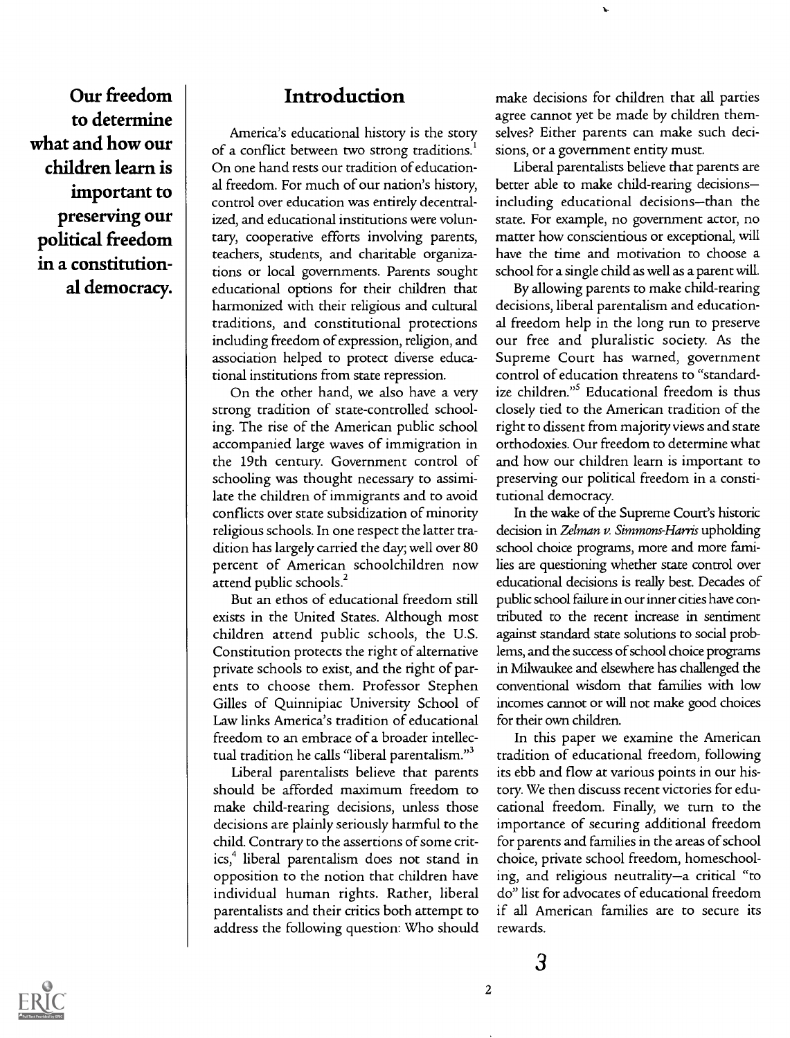**Our freedom to determine what and how our children learn is important to preserving our political freedom in a constitutional democracy.**

## Introduction

America's educational history is the story of a conflict between two strong traditions.[1] On one hand rests our tradition of educational freedom. For much of our nation's history, control over education was entirely decentralized, and educational institutions were voluntary, cooperative efforts involving parents, teachers, students, and charitable organizations or local governments. Parents sought educational options for their children that harmonized with their religious and cultural traditions, and constitutional protections including freedom of expression, religion, and association helped to protect diverse educational institutions from state repression.

On the other hand, we also have a very strong tradition of state-controlled schooling. The rise of the American public school accompanied large waves of immigration in the 19th century. Government control of schooling was thought necessary to assimilate the children of immigrants and to avoid conflicts over state subsidization of minority religious schools. In one respect the latter tradition has largely carried the day; well over 80 percent of American schoolchildren now attend public schools.[2]

But an ethos of educational freedom still exists in the United States. Although most children attend public schools, the U.S. Constitution protects the right of alternative private schools to exist, and the right of parents to choose them. Professor Stephen Gilles of Quinnipiac University School of Law links America's tradition of educational freedom to an embrace of a broader intellectual tradition he calls "liberal parentalism."[3]

Liberal parentalists believe that parents should be afforded maximum freedom to make child-rearing decisions, unless those decisions are plainly seriously harmful to the child. Contrary to the assertions of some critics,[4] liberal parentalism does not stand in opposition to the notion that children have individual human rights. Rather, liberal parentalists and their critics both attempt to address the following question: Who should make decisions for children that all parties agree cannot yet be made by children themselves? Either parents can make such decisions, or a government entity must.

Liberal parentalists believe that parents are better able to make child-rearing decisions—including educational decisions—than the state. For example, no government actor, no matter how conscientious or exceptional, will have the time and motivation to choose a school for a single child as well as a parent will.

By allowing parents to make child-rearing decisions, liberal parentalism and educational freedom help in the long run to preserve our free and pluralistic society. As the Supreme Court has warned, government control of education threatens to "standardize children."[5] Educational freedom is thus closely tied to the American tradition of the right to dissent from majority views and state orthodoxies. Our freedom to determine what and how our children learn is important to preserving our political freedom in a constitutional democracy.

In the wake of the Supreme Court's historic decision in *Zelman v. Simmons-Harris* upholding school choice programs, more and more families are questioning whether state control over educational decisions is really best. Decades of public school failure in our inner cities have contributed to the recent increase in sentiment against standard state solutions to social problems, and the success of school choice programs in Milwaukee and elsewhere has challenged the conventional wisdom that families with low incomes cannot or will not make good choices for their own children.

In this paper we examine the American tradition of educational freedom, following its ebb and flow at various points in our history. We then discuss recent victories for educational freedom. Finally, we turn to the importance of securing additional freedom for parents and families in the areas of school choice, private school freedom, homeschooling, and religious neutrality—a critical "to do" list for advocates of educational freedom if all American families are to secure its rewards.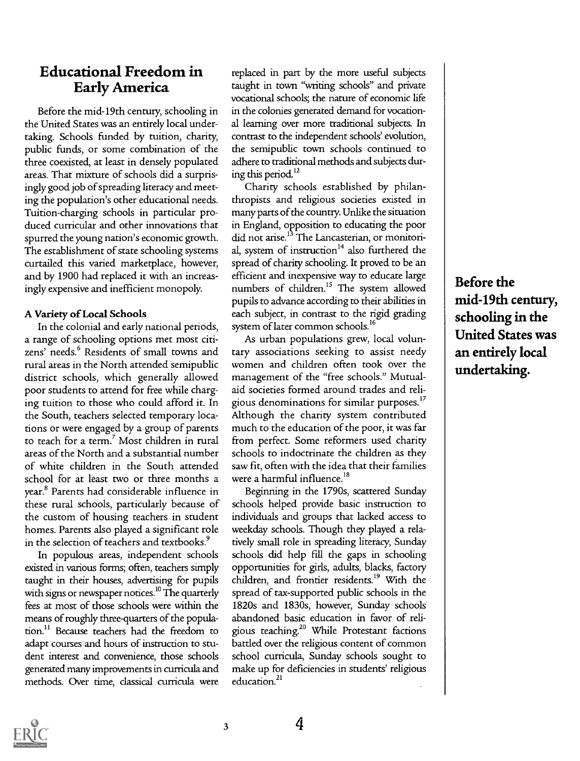# Educational Freedom in Early America

Before the mid-19th century, schooling in the United States was an entirely local undertaking. Schools funded by tuition, charity, public funds, or some combination of the three coexisted, at least in densely populated areas. That mixture of schools did a surprisingly good job of spreading literacy and meeting the population's other educational needs. Tuition-charging schools in particular produced curricular and other innovations that spurred the young nation's economic growth. The establishment of state schooling systems curtailed this varied marketplace, however, and by 1900 had replaced it with an increasingly expensive and inefficient monopoly.

### A Variety of Local Schools

In the colonial and early national periods, a range of schooling options met most citizens' needs.[6] Residents of small towns and rural areas in the North attended semipublic district schools, which generally allowed poor students to attend for free while charging tuition to those who could afford it. In the South, teachers selected temporary locations or were engaged by a group of parents to teach for a term.[7] Most children in rural areas of the North and a substantial number of white children in the South attended school for at least two or three months a year.[8] Parents had considerable influence in these rural schools, particularly because of the custom of housing teachers in student homes. Parents also played a significant role in the selection of teachers and textbooks.[9]

In populous areas, independent schools existed in various forms; often, teachers simply taught in their houses, advertising for pupils with signs or newspaper notices.[10] The quarterly fees at most of those schools were within the means of roughly three-quarters of the population.[11] Because teachers had the freedom to adapt courses and hours of instruction to student interest and convenience, those schools generated many improvements in curricula and methods. Over time, classical curricula were replaced in part by the more useful subjects taught in town "writing schools" and private vocational schools; the nature of economic life in the colonies generated demand for vocational learning over more traditional subjects. In contrast to the independent schools' evolution, the semipublic town schools continued to adhere to traditional methods and subjects during this period.[12]

Charity schools established by philanthropists and religious societies existed in many parts of the country. Unlike the situation in England, opposition to educating the poor did not arise.[13] The Lancasterian, or monitorial, system of instruction[14] also furthered the spread of charity schooling. It proved to be an efficient and inexpensive way to educate large numbers of children.[15] The system allowed pupils to advance according to their abilities in each subject, in contrast to the rigid grading system of later common schools.[16]

As urban populations grew, local voluntary associations seeking to assist needy women and children often took over the management of the "free schools." Mutual-aid societies formed around trades and religious denominations for similar purposes.[17] Although the charity system contributed much to the education of the poor, it was far from perfect. Some reformers used charity schools to indoctrinate the children as they saw fit, often with the idea that their families were a harmful influence.[18]

Beginning in the 1790s, scattered Sunday schools helped provide basic instruction to individuals and groups that lacked access to weekday schools. Though they played a relatively small role in spreading literacy, Sunday schools did help fill the gaps in schooling opportunities for girls, adults, blacks, factory children, and frontier residents.[19] With the spread of tax-supported public schools in the 1820s and 1830s, however, Sunday schools abandoned basic education in favor of religious teaching.[20] While Protestant factions battled over the religious content of common school curricula, Sunday schools sought to make up for deficiencies in students' religious education.[21]

**Before the mid-19th century, schooling in the United States was an entirely local undertaking.**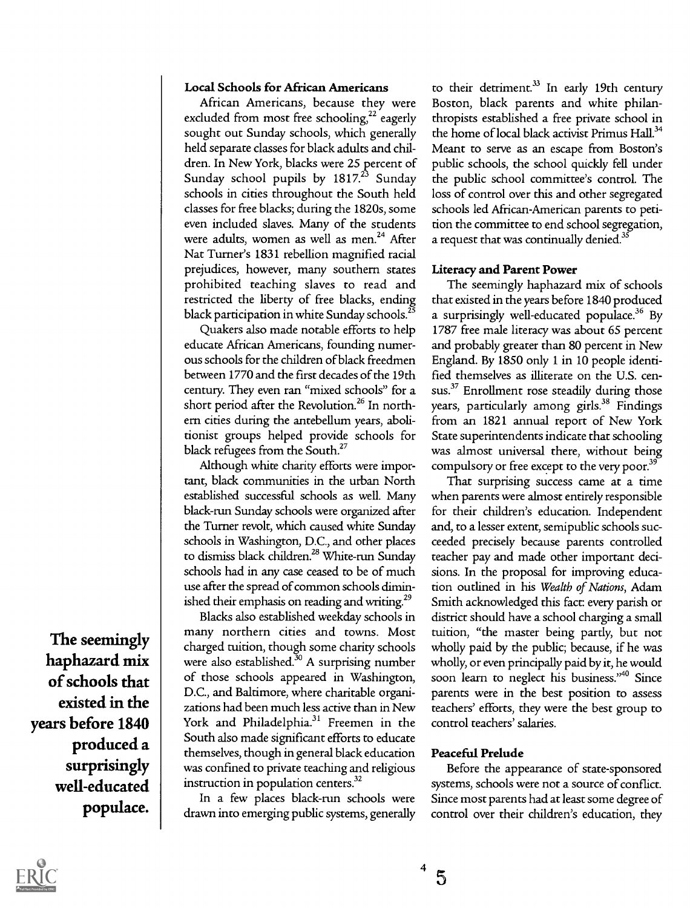### Local Schools for African Americans

African Americans, because they were excluded from most free schooling,[22] eagerly sought out Sunday schools, which generally held separate classes for black adults and children. In New York, blacks were 25 percent of Sunday school pupils by 1817.[23] Sunday schools in cities throughout the South held classes for free blacks; during the 1820s, some even included slaves. Many of the students were adults, women as well as men.[24] After Nat Turner's 1831 rebellion magnified racial prejudices, however, many southern states prohibited teaching slaves to read and restricted the liberty of free blacks, ending black participation in white Sunday schools.[25]

Quakers also made notable efforts to help educate African Americans, founding numerous schools for the children of black freedmen between 1770 and the first decades of the 19th century. They even ran "mixed schools" for a short period after the Revolution.[26] In northern cities during the antebellum years, abolitionist groups helped provide schools for black refugees from the South.[27]

Although white charity efforts were important, black communities in the urban North established successful schools as well. Many black-run Sunday schools were organized after the Turner revolt, which caused white Sunday schools in Washington, D.C., and other places to dismiss black children.[28] White-run Sunday schools had in any case ceased to be of much use after the spread of common schools diminished their emphasis on reading and writing.[29]

Blacks also established weekday schools in many northern cities and towns. Most charged tuition, though some charity schools were also established.[30] A surprising number of those schools appeared in Washington, D.C., and Baltimore, where charitable organizations had been much less active than in New York and Philadelphia.[31] Freemen in the South also made significant efforts to educate themselves, though in general black education was confined to private teaching and religious instruction in population centers.[32]

In a few places black-run schools were drawn into emerging public systems, generally to their detriment.[33] In early 19th century Boston, black parents and white philanthropists established a free private school in the home of local black activist Primus Hall.[34] Meant to serve as an escape from Boston's public schools, the school quickly fell under the public school committee's control. The loss of control over this and other segregated schools led African-American parents to petition the committee to end school segregation, a request that was continually denied.[35]

**The seemingly haphazard mix of schools that existed in the years before 1840 produced a surprisingly well-educated populace.**

### Literacy and Parent Power

The seemingly haphazard mix of schools that existed in the years before 1840 produced a surprisingly well-educated populace.[36] By 1787 free male literacy was about 65 percent and probably greater than 80 percent in New England. By 1850 only 1 in 10 people identified themselves as illiterate on the U.S. census.[37] Enrollment rose steadily during those years, particularly among girls.[38] Findings from an 1821 annual report of New York State superintendents indicate that schooling was almost universal there, without being compulsory or free except to the very poor.[39]

That surprising success came at a time when parents were almost entirely responsible for their children's education. Independent and, to a lesser extent, semipublic schools succeeded precisely because parents controlled teacher pay and made other important decisions. In the proposal for improving education outlined in his *Wealth of Nations*, Adam Smith acknowledged this fact: every parish or district should have a school charging a small tuition, "the master being partly, but not wholly paid by the public; because, if he was wholly, or even principally paid by it, he would soon learn to neglect his business."[40] Since parents were in the best position to assess teachers' efforts, they were the best group to control teachers' salaries.

### Peaceful Prelude

Before the appearance of state-sponsored systems, schools were not a source of conflict. Since most parents had at least some degree of control over their children's education, they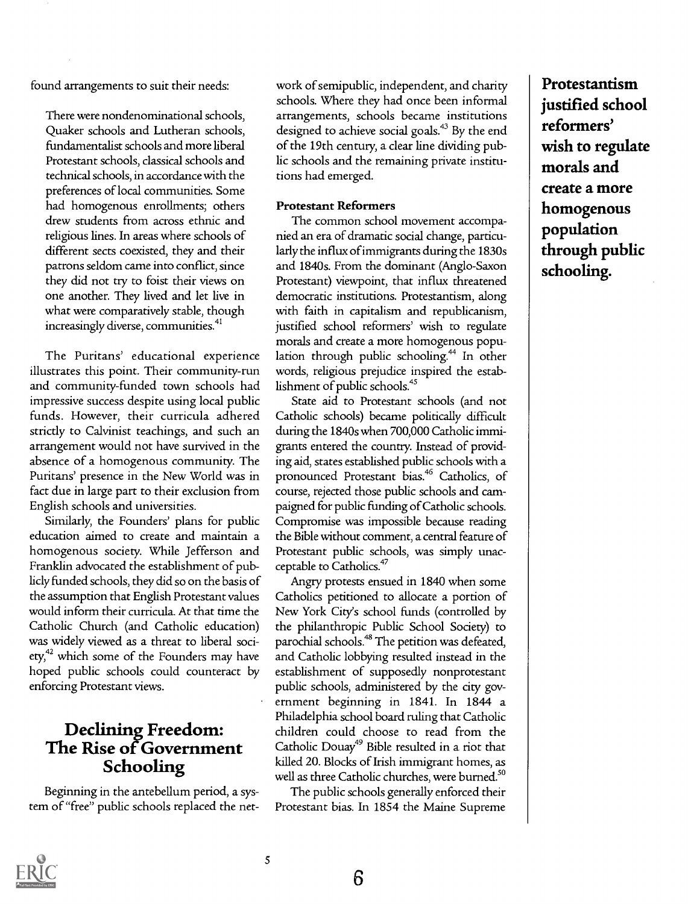found arrangements to suit their needs:

> There were nondenominational schools, Quaker schools and Lutheran schools, fundamentalist schools and more liberal Protestant schools, classical schools and technical schools, in accordance with the preferences of local communities. Some had homogenous enrollments; others drew students from across ethnic and religious lines. In areas where schools of different sects coexisted, they and their patrons seldom came into conflict, since they did not try to foist their views on one another. They lived and let live in what were comparatively stable, though increasingly diverse, communities.[41]

The Puritans' educational experience illustrates this point. Their community-run and community-funded town schools had impressive success despite using local public funds. However, their curricula adhered strictly to Calvinist teachings, and such an arrangement would not have survived in the absence of a homogenous community. The Puritans' presence in the New World was in fact due in large part to their exclusion from English schools and universities.

Similarly, the Founders' plans for public education aimed to create and maintain a homogenous society. While Jefferson and Franklin advocated the establishment of publicly funded schools, they did so on the basis of the assumption that English Protestant values would inform their curricula. At that time the Catholic Church (and Catholic education) was widely viewed as a threat to liberal society,[42] which some of the Founders may have hoped public schools could counteract by enforcing Protestant views.

## Declining Freedom: The Rise of Government Schooling

Beginning in the antebellum period, a system of "free" public schools replaced the network of semipublic, independent, and charity schools. Where they had once been informal arrangements, schools became institutions designed to achieve social goals.[43] By the end of the 19th century, a clear line dividing public schools and the remaining private institutions had emerged.

### Protestant Reformers

The common school movement accompanied an era of dramatic social change, particularly the influx of immigrants during the 1830s and 1840s. From the dominant (Anglo-Saxon Protestant) viewpoint, that influx threatened democratic institutions. Protestantism, along with faith in capitalism and republicanism, justified school reformers' wish to regulate morals and create a more homogenous population through public schooling.[44] In other words, religious prejudice inspired the establishment of public schools.[45]

State aid to Protestant schools (and not Catholic schools) became politically difficult during the 1840s when 700,000 Catholic immigrants entered the country. Instead of providing aid, states established public schools with a pronounced Protestant bias.[46] Catholics, of course, rejected those public schools and campaigned for public funding of Catholic schools. Compromise was impossible because reading the Bible without comment, a central feature of Protestant public schools, was simply unacceptable to Catholics.[47]

Angry protests ensued in 1840 when some Catholics petitioned to allocate a portion of New York City's school funds (controlled by the philanthropic Public School Society) to parochial schools.[48] The petition was defeated, and Catholic lobbying resulted instead in the establishment of supposedly nonprotestant public schools, administered by the city government beginning in 1841. In 1844 a Philadelphia school board ruling that Catholic children could choose to read from the Catholic Douay[49] Bible resulted in a riot that killed 20. Blocks of Irish immigrant homes, as well as three Catholic churches, were burned.[50]

The public schools generally enforced their Protestant bias. In 1854 the Maine Supreme

**Protestantism justified school reformers' wish to regulate morals and create a more homogenous population through public schooling.**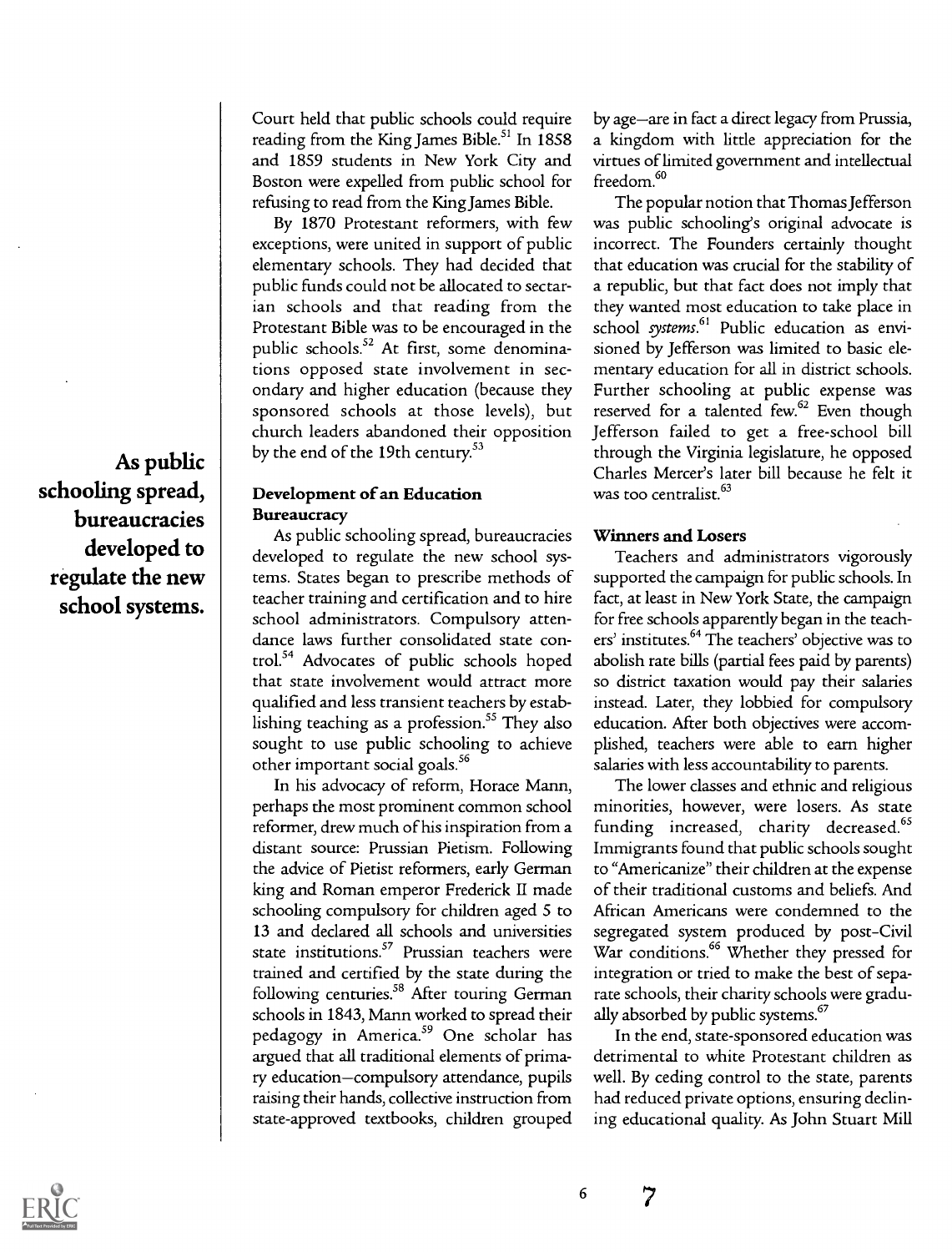Court held that public schools could require reading from the King James Bible.[51] In 1858 and 1859 students in New York City and Boston were expelled from public school for refusing to read from the King James Bible.

By 1870 Protestant reformers, with few exceptions, were united in support of public elementary schools. They had decided that public funds could not be allocated to sectarian schools and that reading from the Protestant Bible was to be encouraged in the public schools.[52] At first, some denominations opposed state involvement in secondary and higher education (because they sponsored schools at those levels), but church leaders abandoned their opposition by the end of the 19th century.[53]

**As public schooling spread, bureaucracies developed to regulate the new school systems.**

### Development of an Education Bureaucracy

As public schooling spread, bureaucracies developed to regulate the new school systems. States began to prescribe methods of teacher training and certification and to hire school administrators. Compulsory attendance laws further consolidated state control.[54] Advocates of public schools hoped that state involvement would attract more qualified and less transient teachers by establishing teaching as a profession.[55] They also sought to use public schooling to achieve other important social goals.[56]

In his advocacy of reform, Horace Mann, perhaps the most prominent common school reformer, drew much of his inspiration from a distant source: Prussian Pietism. Following the advice of Pietist reformers, early German king and Roman emperor Frederick II made schooling compulsory for children aged 5 to 13 and declared all schools and universities state institutions.[57] Prussian teachers were trained and certified by the state during the following centuries.[58] After touring German schools in 1843, Mann worked to spread their pedagogy in America.[59] One scholar has argued that all traditional elements of primary education—compulsory attendance, pupils raising their hands, collective instruction from state-approved textbooks, children grouped by age—are in fact a direct legacy from Prussia, a kingdom with little appreciation for the virtues of limited government and intellectual freedom.[60]

The popular notion that Thomas Jefferson was public schooling's original advocate is incorrect. The Founders certainly thought that education was crucial for the stability of a republic, but that fact does not imply that they wanted most education to take place in school *systems*.[61] Public education as envisioned by Jefferson was limited to basic elementary education for all in district schools. Further schooling at public expense was reserved for a talented few.[62] Even though Jefferson failed to get a free-school bill through the Virginia legislature, he opposed Charles Mercer's later bill because he felt it was too centralist.[63]

### Winners and Losers

Teachers and administrators vigorously supported the campaign for public schools. In fact, at least in New York State, the campaign for free schools apparently began in the teachers' institutes.[64] The teachers' objective was to abolish rate bills (partial fees paid by parents) so district taxation would pay their salaries instead. Later, they lobbied for compulsory education. After both objectives were accomplished, teachers were able to earn higher salaries with less accountability to parents.

The lower classes and ethnic and religious minorities, however, were losers. As state funding increased, charity decreased.[65] Immigrants found that public schools sought to "Americanize" their children at the expense of their traditional customs and beliefs. And African Americans were condemned to the segregated system produced by post–Civil War conditions.[66] Whether they pressed for integration or tried to make the best of separate schools, their charity schools were gradually absorbed by public systems.[67]

In the end, state-sponsored education was detrimental to white Protestant children as well. By ceding control to the state, parents had reduced private options, ensuring declining educational quality. As John Stuart Mill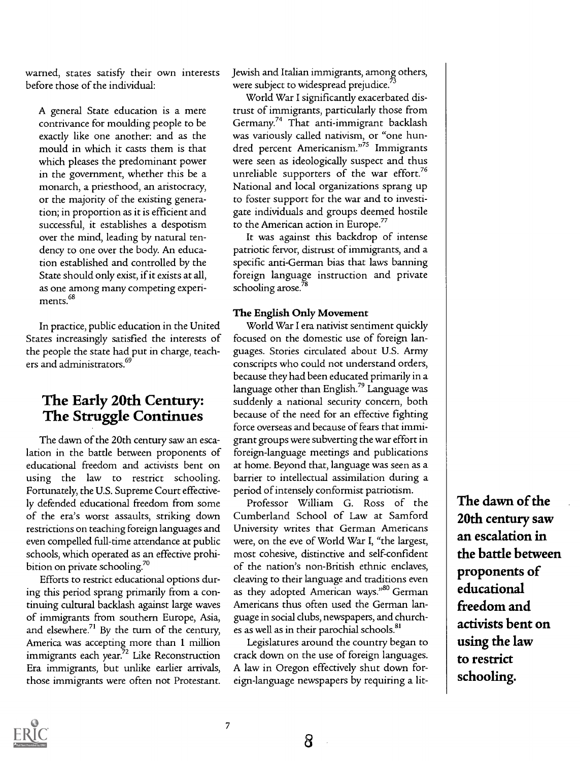warned, states satisfy their own interests before those of the individual:

> A general State education is a mere contrivance for moulding people to be exactly like one another: and as the mould in which it casts them is that which pleases the predominant power in the government, whether this be a monarch, a priesthood, an aristocracy, or the majority of the existing generation; in proportion as it is efficient and successful, it establishes a despotism over the mind, leading by natural tendency to one over the body. An education established and controlled by the State should only exist, if it exists at all, as one among many competing experiments.[68]

In practice, public education in the United States increasingly satisfied the interests of the people the state had put in charge, teachers and administrators.[69]

## The Early 20th Century: The Struggle Continues

The dawn of the 20th century saw an escalation in the battle between proponents of educational freedom and activists bent on using the law to restrict schooling. Fortunately, the U.S. Supreme Court effectively defended educational freedom from some of the era's worst assaults, striking down restrictions on teaching foreign languages and even compelled full-time attendance at public schools, which operated as an effective prohibition on private schooling.[70]

Efforts to restrict educational options during this period sprang primarily from a continuing cultural backlash against large waves of immigrants from southern Europe, Asia, and elsewhere.[71] By the turn of the century, America was accepting more than 1 million immigrants each year.[72] Like Reconstruction Era immigrants, but unlike earlier arrivals, those immigrants were often not Protestant. Jewish and Italian immigrants, among others, were subject to widespread prejudice.[73]

World War I significantly exacerbated distrust of immigrants, particularly those from Germany.[74] That anti-immigrant backlash was variously called nativism, or "one hundred percent Americanism."[75] Immigrants were seen as ideologically suspect and thus unreliable supporters of the war effort.[76] National and local organizations sprang up to foster support for the war and to investigate individuals and groups deemed hostile to the American action in Europe.[77]

It was against this backdrop of intense patriotic fervor, distrust of immigrants, and a specific anti-German bias that laws banning foreign language instruction and private schooling arose.[78]

### The English Only Movement

World War I era nativist sentiment quickly focused on the domestic use of foreign languages. Stories circulated about U.S. Army conscripts who could not understand orders, because they had been educated primarily in a language other than English.[79] Language was suddenly a national security concern, both because of the need for an effective fighting force overseas and because of fears that immigrant groups were subverting the war effort in foreign-language meetings and publications at home. Beyond that, language was seen as a barrier to intellectual assimilation during a period of intensely conformist patriotism.

Professor William G. Ross of the Cumberland School of Law at Samford University writes that German Americans were, on the eve of World War I, "the largest, most cohesive, distinctive and self-confident of the nation's non-British ethnic enclaves, cleaving to their language and traditions even as they adopted American ways."[80] German Americans thus often used the German language in social clubs, newspapers, and churches as well as in their parochial schools.[81]

Legislatures around the country began to crack down on the use of foreign languages. A law in Oregon effectively shut down foreign-language newspapers by requiring a lit-

**The dawn of the 20th century saw an escalation in the battle between proponents of educational freedom and activists bent on using the law to restrict schooling.**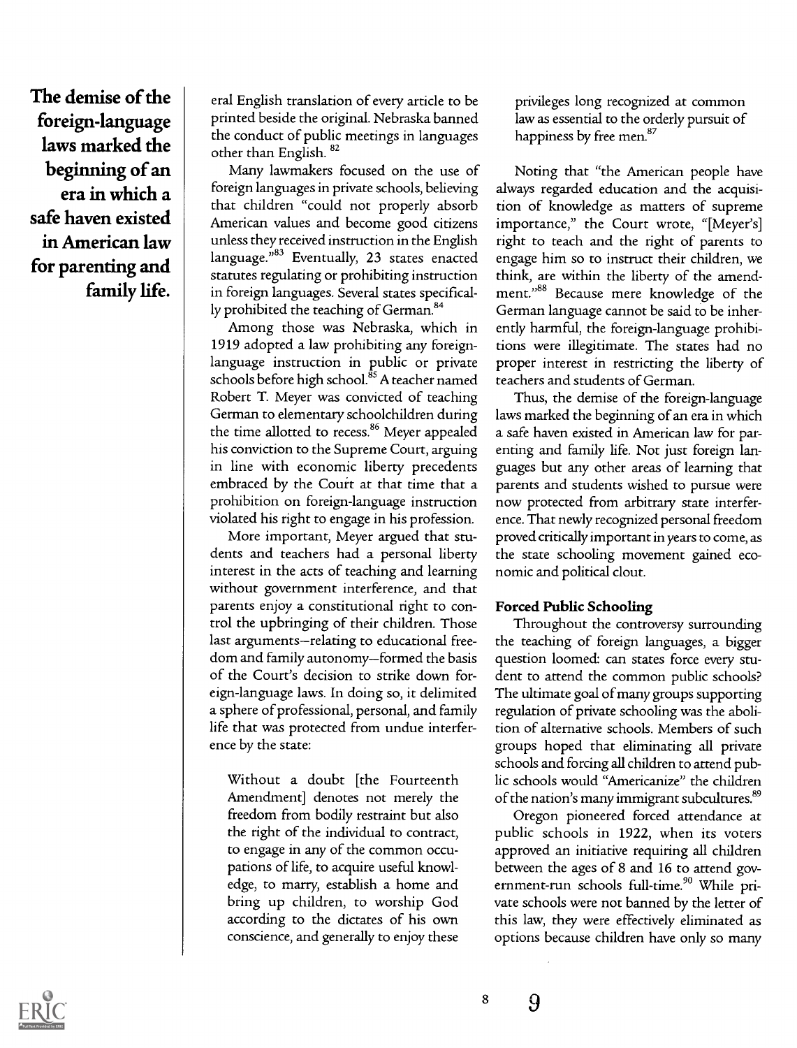**The demise of the foreign-language laws marked the beginning of an era in which a safe haven existed in American law for parenting and family life.**

eral English translation of every article to be printed beside the original. Nebraska banned the conduct of public meetings in languages other than English.[82]

Many lawmakers focused on the use of foreign languages in private schools, believing that children "could not properly absorb American values and become good citizens unless they received instruction in the English language."[83] Eventually, 23 states enacted statutes regulating or prohibiting instruction in foreign languages. Several states specifically prohibited the teaching of German.[84]

Among those was Nebraska, which in 1919 adopted a law prohibiting any foreign-language instruction in public or private schools before high school.[85] A teacher named Robert T. Meyer was convicted of teaching German to elementary schoolchildren during the time allotted to recess.[86] Meyer appealed his conviction to the Supreme Court, arguing in line with economic liberty precedents embraced by the Court at that time that a prohibition on foreign-language instruction violated his right to engage in his profession.

More important, Meyer argued that students and teachers had a personal liberty interest in the acts of teaching and learning without government interference, and that parents enjoy a constitutional right to control the upbringing of their children. Those last arguments—relating to educational freedom and family autonomy—formed the basis of the Court's decision to strike down foreign-language laws. In doing so, it delimited a sphere of professional, personal, and family life that was protected from undue interference by the state:

> Without a doubt [the Fourteenth Amendment] denotes not merely the freedom from bodily restraint but also the right of the individual to contract, to engage in any of the common occupations of life, to acquire useful knowledge, to marry, establish a home and bring up children, to worship God according to the dictates of his own conscience, and generally to enjoy these privileges long recognized at common law as essential to the orderly pursuit of happiness by free men.[87]

Noting that "the American people have always regarded education and the acquisition of knowledge as matters of supreme importance," the Court wrote, "[Meyer's] right to teach and the right of parents to engage him so to instruct their children, we think, are within the liberty of the amendment."[88] Because mere knowledge of the German language cannot be said to be inherently harmful, the foreign-language prohibitions were illegitimate. The states had no proper interest in restricting the liberty of teachers and students of German.

Thus, the demise of the foreign-language laws marked the beginning of an era in which a safe haven existed in American law for parenting and family life. Not just foreign languages but any other areas of learning that parents and students wished to pursue were now protected from arbitrary state interference. That newly recognized personal freedom proved critically important in years to come, as the state schooling movement gained economic and political clout.

### Forced Public Schooling

Throughout the controversy surrounding the teaching of foreign languages, a bigger question loomed: can states force every student to attend the common public schools? The ultimate goal of many groups supporting regulation of private schooling was the abolition of alternative schools. Members of such groups hoped that eliminating all private schools and forcing all children to attend public schools would "Americanize" the children of the nation's many immigrant subcultures.[89]

Oregon pioneered forced attendance at public schools in 1922, when its voters approved an initiative requiring all children between the ages of 8 and 16 to attend government-run schools full-time.[90] While private schools were not banned by the letter of this law, they were effectively eliminated as options because children have only so many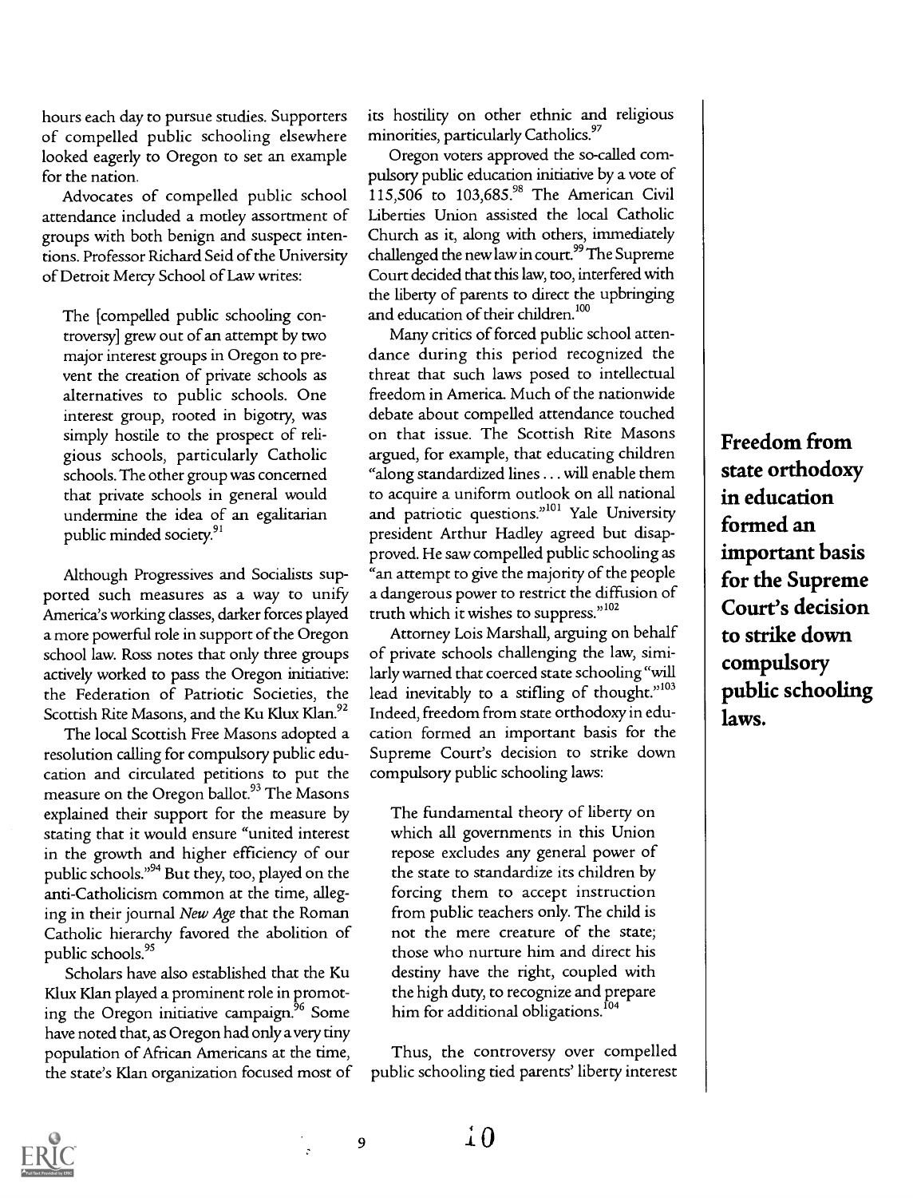hours each day to pursue studies. Supporters of compelled public schooling elsewhere looked eagerly to Oregon to set an example for the nation.

Advocates of compelled public school attendance included a motley assortment of groups with both benign and suspect intentions. Professor Richard Seid of the University of Detroit Mercy School of Law writes:

> The [compelled public schooling controversy] grew out of an attempt by two major interest groups in Oregon to prevent the creation of private schools as alternatives to public schools. One interest group, rooted in bigotry, was simply hostile to the prospect of religious schools, particularly Catholic schools. The other group was concerned that private schools in general would undermine the idea of an egalitarian public minded society.[91]

Although Progressives and Socialists supported such measures as a way to unify America's working classes, darker forces played a more powerful role in support of the Oregon school law. Ross notes that only three groups actively worked to pass the Oregon initiative: the Federation of Patriotic Societies, the Scottish Rite Masons, and the Ku Klux Klan.[92]

The local Scottish Free Masons adopted a resolution calling for compulsory public education and circulated petitions to put the measure on the Oregon ballot.[93] The Masons explained their support for the measure by stating that it would ensure "united interest in the growth and higher efficiency of our public schools."[94] But they, too, played on the anti-Catholicism common at the time, alleging in their journal *New Age* that the Roman Catholic hierarchy favored the abolition of public schools.[95]

Scholars have also established that the Ku Klux Klan played a prominent role in promoting the Oregon initiative campaign.[96] Some have noted that, as Oregon had only a very tiny population of African Americans at the time, the state's Klan organization focused most of its hostility on other ethnic and religious minorities, particularly Catholics.[97]

Oregon voters approved the so-called compulsory public education initiative by a vote of 115,506 to 103,685.[98] The American Civil Liberties Union assisted the local Catholic Church as it, along with others, immediately challenged the new law in court.[99] The Supreme Court decided that this law, too, interfered with the liberty of parents to direct the upbringing and education of their children.[100]

Many critics of forced public school attendance during this period recognized the threat that such laws posed to intellectual freedom in America. Much of the nationwide debate about compelled attendance touched on that issue. The Scottish Rite Masons argued, for example, that educating children "along standardized lines . . . will enable them to acquire a uniform outlook on all national and patriotic questions."[101] Yale University president Arthur Hadley agreed but disapproved. He saw compelled public schooling as "an attempt to give the majority of the people a dangerous power to restrict the diffusion of truth which it wishes to suppress."[102]

Attorney Lois Marshall, arguing on behalf of private schools challenging the law, similarly warned that coerced state schooling "will lead inevitably to a stifling of thought."[103] Indeed, freedom from state orthodoxy in education formed an important basis for the Supreme Court's decision to strike down compulsory public schooling laws:

> The fundamental theory of liberty on which all governments in this Union repose excludes any general power of the state to standardize its children by forcing them to accept instruction from public teachers only. The child is not the mere creature of the state; those who nurture him and direct his destiny have the right, coupled with the high duty, to recognize and prepare him for additional obligations.[104]

Thus, the controversy over compelled public schooling tied parents' liberty interest

**Freedom from state orthodoxy in education formed an important basis for the Supreme Court's decision to strike down compulsory public schooling laws.**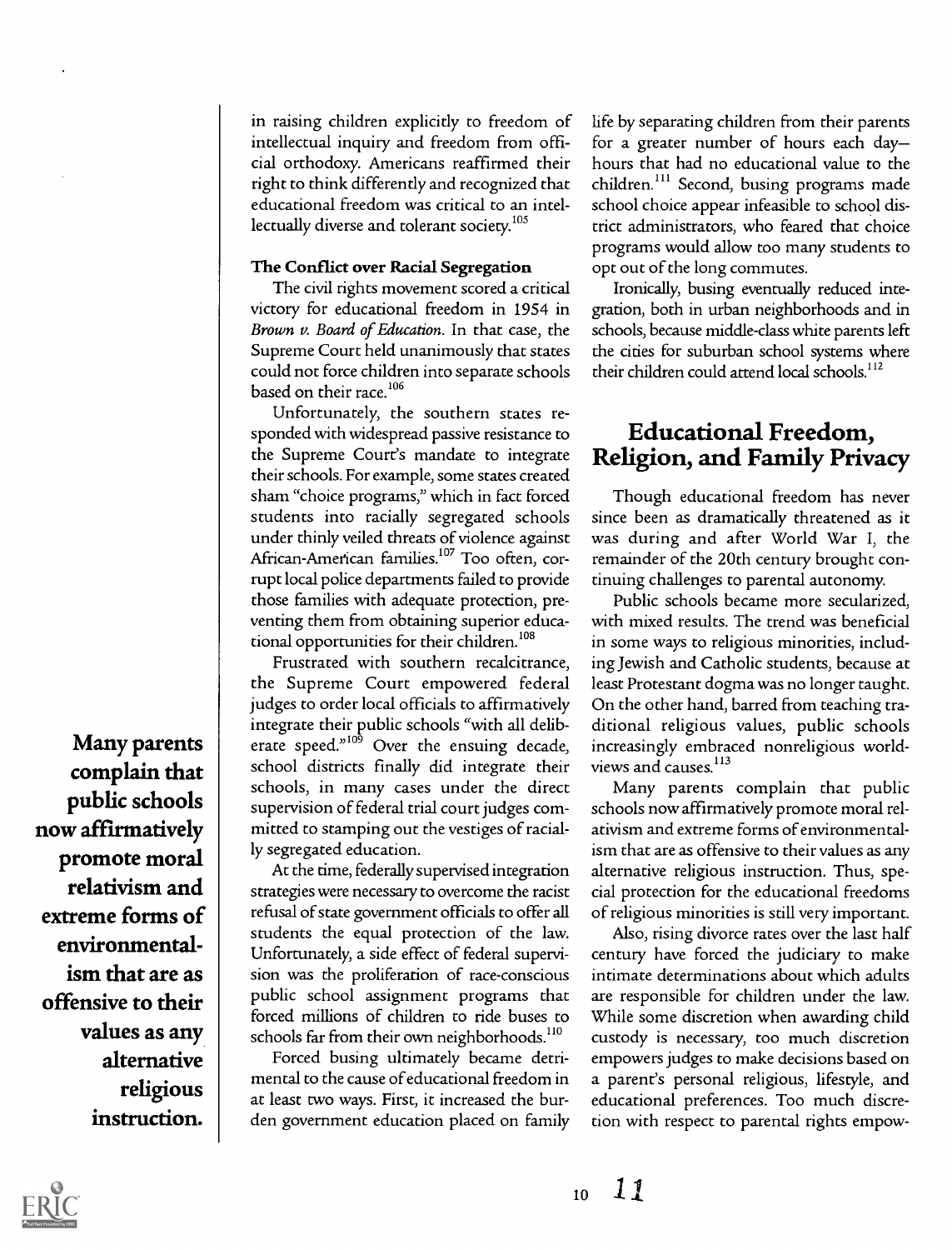in raising children explicitly to freedom of intellectual inquiry and freedom from official orthodoxy. Americans reaffirmed their right to think differently and recognized that educational freedom was critical to an intellectually diverse and tolerant society.[105]

### The Conflict over Racial Segregation

The civil rights movement scored a critical victory for educational freedom in 1954 in *Brown v. Board of Education*. In that case, the Supreme Court held unanimously that states could not force children into separate schools based on their race.[106]

Unfortunately, the southern states responded with widespread passive resistance to the Supreme Court's mandate to integrate their schools. For example, some states created sham "choice programs," which in fact forced students into racially segregated schools under thinly veiled threats of violence against African-American families.[107] Too often, corrupt local police departments failed to provide those families with adequate protection, preventing them from obtaining superior educational opportunities for their children.[108]

Frustrated with southern recalcitrance, the Supreme Court empowered federal judges to order local officials to affirmatively integrate their public schools "with all deliberate speed."[109] Over the ensuing decade, school districts finally did integrate their schools, in many cases under the direct supervision of federal trial court judges committed to stamping out the vestiges of racially segregated education.

At the time, federally supervised integration strategies were necessary to overcome the racist refusal of state government officials to offer all students the equal protection of the law. Unfortunately, a side effect of federal supervision was the proliferation of race-conscious public school assignment programs that forced millions of children to ride buses to schools far from their own neighborhoods.[110]

Forced busing ultimately became detrimental to the cause of educational freedom in at least two ways. First, it increased the burden government education placed on family life by separating children from their parents for a greater number of hours each day—hours that had no educational value to the children.[111] Second, busing programs made school choice appear infeasible to school district administrators, who feared that choice programs would allow too many students to opt out of the long commutes.

Ironically, busing eventually reduced integration, both in urban neighborhoods and in schools, because middle-class white parents left the cities for suburban school systems where their children could attend local schools.[112]

## Educational Freedom, Religion, and Family Privacy

Though educational freedom has never since been as dramatically threatened as it was during and after World War I, the remainder of the 20th century brought continuing challenges to parental autonomy.

Public schools became more secularized, with mixed results. The trend was beneficial in some ways to religious minorities, including Jewish and Catholic students, because at least Protestant dogma was no longer taught. On the other hand, barred from teaching traditional religious values, public schools increasingly embraced nonreligious worldviews and causes.[113]

Many parents complain that public schools now affirmatively promote moral relativism and extreme forms of environmentalism that are as offensive to their values as any alternative religious instruction. Thus, special protection for the educational freedoms of religious minorities is still very important.

**Many parents complain that public schools now affirmatively promote moral relativism and extreme forms of environmentalism that are as offensive to their values as any alternative religious instruction.**

Also, rising divorce rates over the last half century have forced the judiciary to make intimate determinations about which adults are responsible for children under the law. While some discretion when awarding child custody is necessary, too much discretion empowers judges to make decisions based on a parent's personal religious, lifestyle, and educational preferences. Too much discretion with respect to parental rights empow-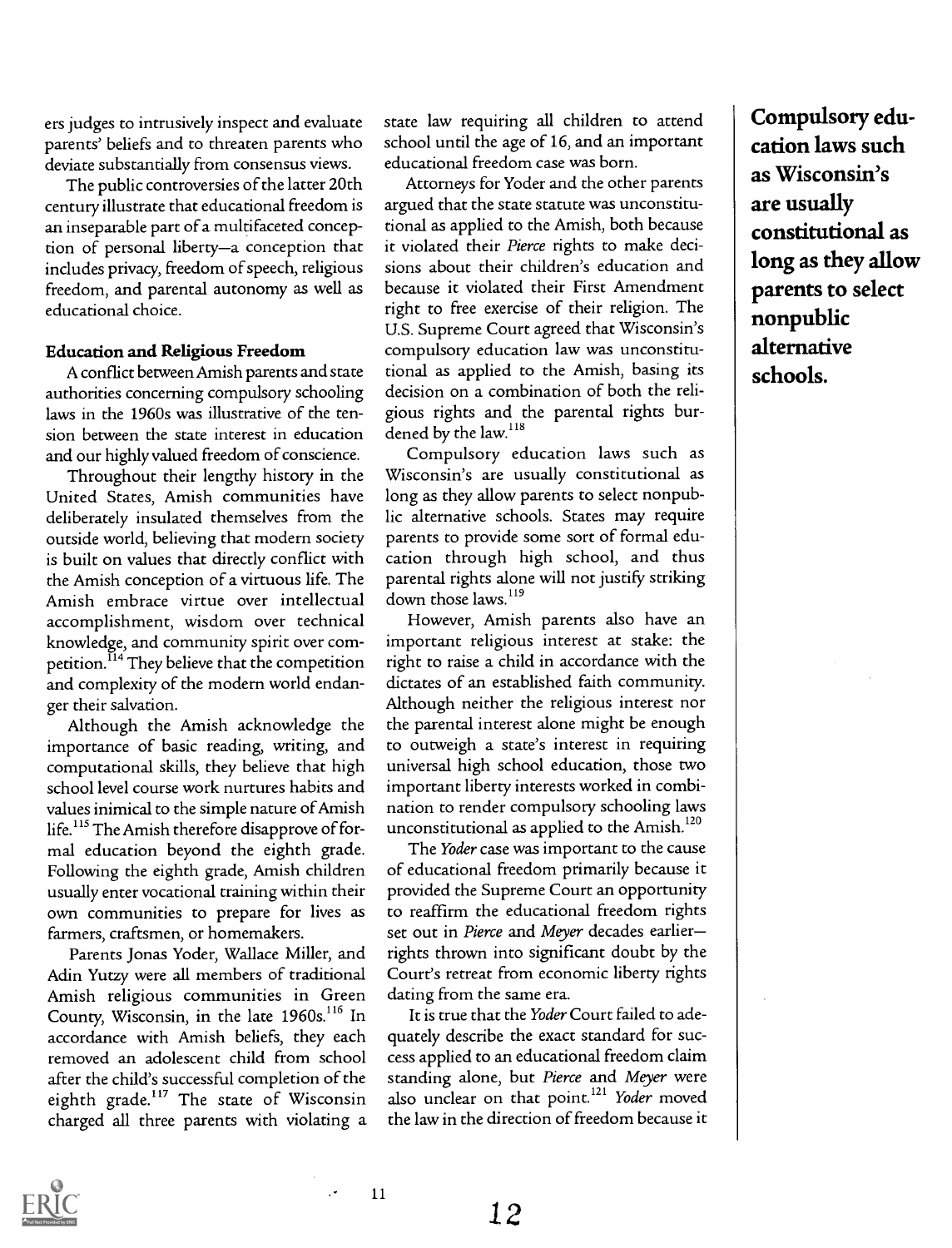ers judges to intrusively inspect and evaluate parents' beliefs and to threaten parents who deviate substantially from consensus views.

The public controversies of the latter 20th century illustrate that educational freedom is an inseparable part of a multifaceted conception of personal liberty—a conception that includes privacy, freedom of speech, religious freedom, and parental autonomy as well as educational choice.

### Education and Religious Freedom

A conflict between Amish parents and state authorities concerning compulsory schooling laws in the 1960s was illustrative of the tension between the state interest in education and our highly valued freedom of conscience.

Throughout their lengthy history in the United States, Amish communities have deliberately insulated themselves from the outside world, believing that modern society is built on values that directly conflict with the Amish conception of a virtuous life. The Amish embrace virtue over intellectual accomplishment, wisdom over technical knowledge, and community spirit over competition.[114] They believe that the competition and complexity of the modern world endanger their salvation.

Although the Amish acknowledge the importance of basic reading, writing, and computational skills, they believe that high school level course work nurtures habits and values inimical to the simple nature of Amish life.[115] The Amish therefore disapprove of formal education beyond the eighth grade. Following the eighth grade, Amish children usually enter vocational training within their own communities to prepare for lives as farmers, craftsmen, or homemakers.

Parents Jonas Yoder, Wallace Miller, and Adin Yutzy were all members of traditional Amish religious communities in Green County, Wisconsin, in the late 1960s.[116] In accordance with Amish beliefs, they each removed an adolescent child from school after the child's successful completion of the eighth grade.[117] The state of Wisconsin charged all three parents with violating a state law requiring all children to attend school until the age of 16, and an important educational freedom case was born.

Attorneys for Yoder and the other parents argued that the state statute was unconstitutional as applied to the Amish, both because it violated their *Pierce* rights to make decisions about their children's education and because it violated their First Amendment right to free exercise of their religion. The U.S. Supreme Court agreed that Wisconsin's compulsory education law was unconstitutional as applied to the Amish, basing its decision on a combination of both the religious rights and the parental rights burdened by the law.[118]

Compulsory education laws such as Wisconsin's are usually constitutional as long as they allow parents to select nonpublic alternative schools. States may require parents to provide some sort of formal education through high school, and thus parental rights alone will not justify striking down those laws.[119]

However, Amish parents also have an important religious interest at stake: the right to raise a child in accordance with the dictates of an established faith community. Although neither the religious interest nor the parental interest alone might be enough to outweigh a state's interest in requiring universal high school education, those two important liberty interests worked in combination to render compulsory schooling laws unconstitutional as applied to the Amish.[120]

The *Yoder* case was important to the cause of educational freedom primarily because it provided the Supreme Court an opportunity to reaffirm the educational freedom rights set out in *Pierce* and *Meyer* decades earlier—rights thrown into significant doubt by the Court's retreat from economic liberty rights dating from the same era.

It is true that the *Yoder* Court failed to adequately describe the exact standard for success applied to an educational freedom claim standing alone, but *Pierce* and *Meyer* were also unclear on that point.[121] *Yoder* moved the law in the direction of freedom because it

**Compulsory education laws such as Wisconsin's are usually constitutional as long as they allow parents to select nonpublic alternative schools.**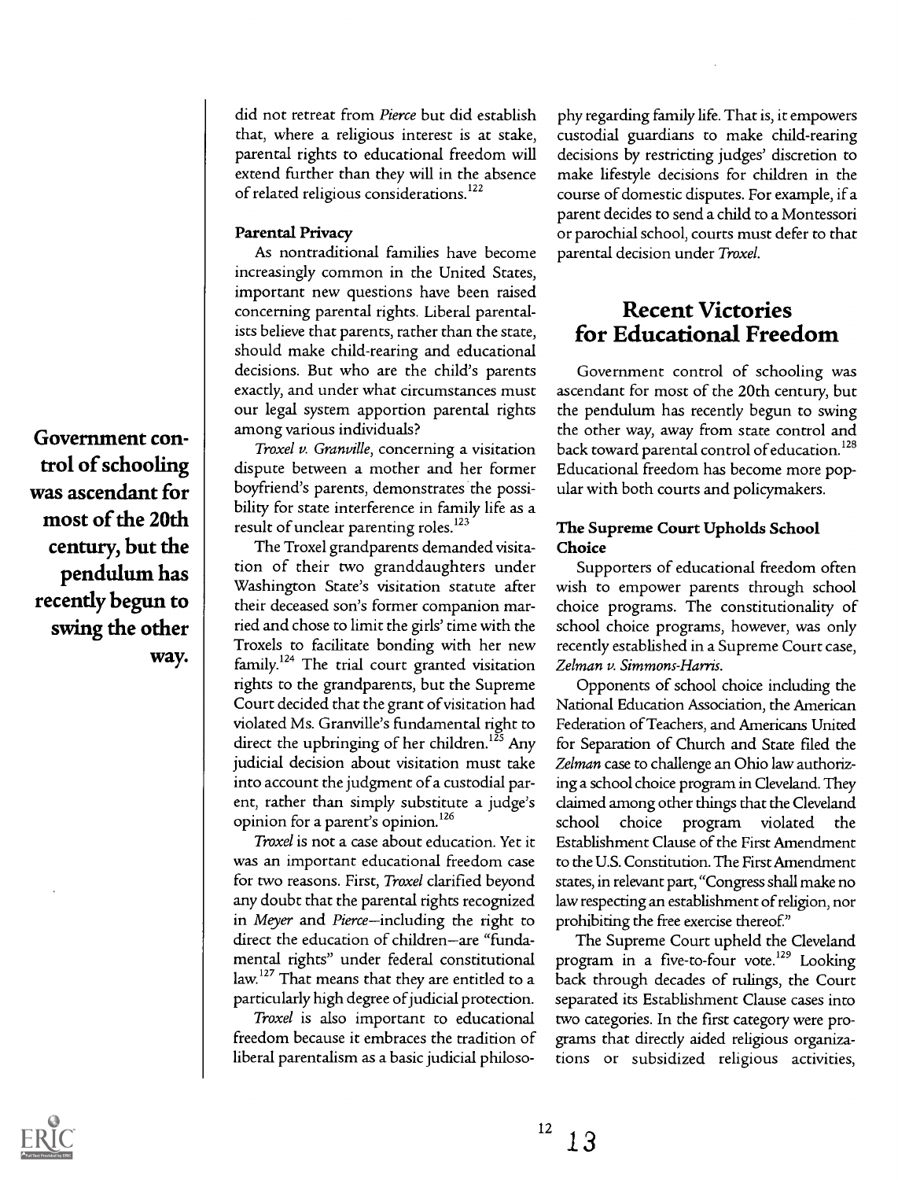did not retreat from *Pierce* but did establish that, where a religious interest is at stake, parental rights to educational freedom will extend further than they will in the absence of related religious considerations.[122]

### Parental Privacy

As nontraditional families have become increasingly common in the United States, important new questions have been raised concerning parental rights. Liberal parentalists believe that parents, rather than the state, should make child-rearing and educational decisions. But who are the child's parents exactly, and under what circumstances must our legal system apportion parental rights among various individuals?

**Government control of schooling was ascendant for most of the 20th century, but the pendulum has recently begun to swing the other way.**

*Troxel v. Granville*, concerning a visitation dispute between a mother and her former boyfriend's parents, demonstrates the possibility for state interference in family life as a result of unclear parenting roles.[123]

The Troxel grandparents demanded visitation of their two granddaughters under Washington State's visitation statute after their deceased son's former companion married and chose to limit the girls' time with the Troxels to facilitate bonding with her new family.[124] The trial court granted visitation rights to the grandparents, but the Supreme Court decided that the grant of visitation had violated Ms. Granville's fundamental right to direct the upbringing of her children.[125] Any judicial decision about visitation must take into account the judgment of a custodial parent, rather than simply substitute a judge's opinion for a parent's opinion.[126]

*Troxel* is not a case about education. Yet it was an important educational freedom case for two reasons. First, *Troxel* clarified beyond any doubt that the parental rights recognized in *Meyer* and *Pierce*—including the right to direct the education of children—are "fundamental rights" under federal constitutional law.[127] That means that they are entitled to a particularly high degree of judicial protection.

*Troxel* is also important to educational freedom because it embraces the tradition of liberal parentalism as a basic judicial philosophy regarding family life. That is, it empowers custodial guardians to make child-rearing decisions by restricting judges' discretion to make lifestyle decisions for children in the course of domestic disputes. For example, if a parent decides to send a child to a Montessori or parochial school, courts must defer to that parental decision under *Troxel*.

## Recent Victories for Educational Freedom

Government control of schooling was ascendant for most of the 20th century, but the pendulum has recently begun to swing the other way, away from state control and back toward parental control of education.[128] Educational freedom has become more popular with both courts and policymakers.

### The Supreme Court Upholds School Choice

Supporters of educational freedom often wish to empower parents through school choice programs. The constitutionality of school choice programs, however, was only recently established in a Supreme Court case, *Zelman v. Simmons-Harris*.

Opponents of school choice including the National Education Association, the American Federation of Teachers, and Americans United for Separation of Church and State filed the *Zelman* case to challenge an Ohio law authorizing a school choice program in Cleveland. They claimed among other things that the Cleveland school choice program violated the Establishment Clause of the First Amendment to the U.S. Constitution. The First Amendment states, in relevant part, "Congress shall make no law respecting an establishment of religion, nor prohibiting the free exercise thereof."

The Supreme Court upheld the Cleveland program in a five-to-four vote.[129] Looking back through decades of rulings, the Court separated its Establishment Clause cases into two categories. In the first category were programs that directly aided religious organizations or subsidized religious activities,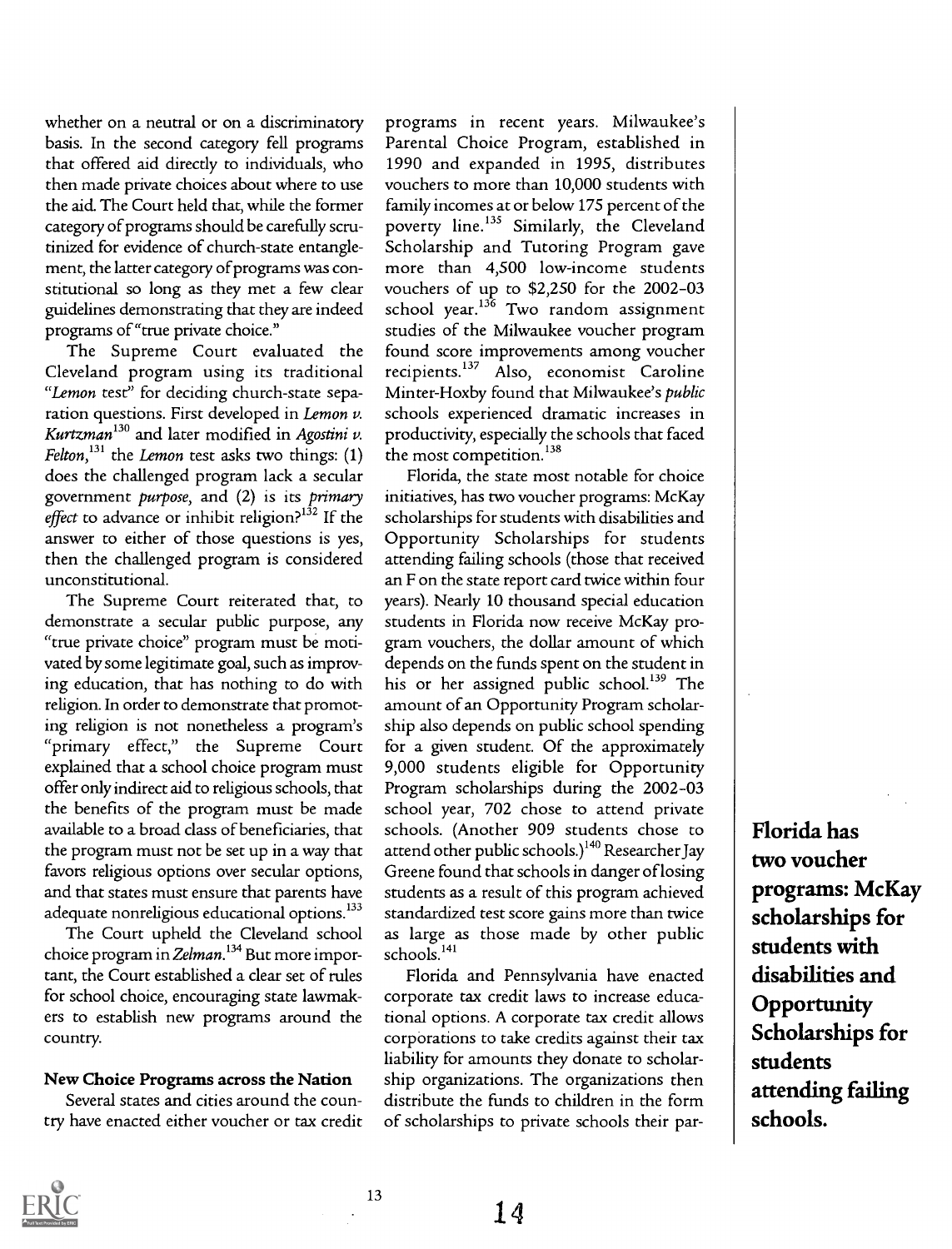whether on a neutral or on a discriminatory basis. In the second category fell programs that offered aid directly to individuals, who then made private choices about where to use the aid. The Court held that, while the former category of programs should be carefully scrutinized for evidence of church-state entanglement, the latter category of programs was constitutional so long as they met a few clear guidelines demonstrating that they are indeed programs of "true private choice."

The Supreme Court evaluated the Cleveland program using its traditional "*Lemon* test" for deciding church-state separation questions. First developed in *Lemon v. Kurtzman*[130] and later modified in *Agostini v. Felton*,[131] the *Lemon* test asks two things: (1) does the challenged program lack a secular government *purpose*, and (2) is its *primary effect* to advance or inhibit religion?[132] If the answer to either of those questions is yes, then the challenged program is considered unconstitutional.

The Supreme Court reiterated that, to demonstrate a secular public purpose, any "true private choice" program must be motivated by some legitimate goal, such as improving education, that has nothing to do with religion. In order to demonstrate that promoting religion is not nonetheless a program's "primary effect," the Supreme Court explained that a school choice program must offer only indirect aid to religious schools, that the benefits of the program must be made available to a broad class of beneficiaries, that the program must not be set up in a way that favors religious options over secular options, and that states must ensure that parents have adequate nonreligious educational options.[133]

The Court upheld the Cleveland school choice program in *Zelman*.[134] But more important, the Court established a clear set of rules for school choice, encouraging state lawmakers to establish new programs around the country.

### New Choice Programs across the Nation

Several states and cities around the country have enacted either voucher or tax credit programs in recent years. Milwaukee's Parental Choice Program, established in 1990 and expanded in 1995, distributes vouchers to more than 10,000 students with family incomes at or below 175 percent of the poverty line.[135] Similarly, the Cleveland Scholarship and Tutoring Program gave more than 4,500 low-income students vouchers of up to $2,250 for the 2002–03 school year.[136] Two random assignment studies of the Milwaukee voucher program found score improvements among voucher recipients.[137] Also, economist Caroline Minter-Hoxby found that Milwaukee's *public* schools experienced dramatic increases in productivity, especially the schools that faced the most competition.[138]

Florida, the state most notable for choice initiatives, has two voucher programs: McKay scholarships for students with disabilities and Opportunity Scholarships for students attending failing schools (those that received an F on the state report card twice within four years). Nearly 10 thousand special education students in Florida now receive McKay program vouchers, the dollar amount of which depends on the funds spent on the student in his or her assigned public school.[139] The amount of an Opportunity Program scholarship also depends on public school spending for a given student. Of the approximately 9,000 students eligible for Opportunity Program scholarships during the 2002–03 school year, 702 chose to attend private schools. (Another 909 students chose to attend other public schools.)[140] Researcher Jay Greene found that schools in danger of losing students as a result of this program achieved standardized test score gains more than twice as large as those made by other public schools.[141]

Florida and Pennsylvania have enacted corporate tax credit laws to increase educational options. A corporate tax credit allows corporations to take credits against their tax liability for amounts they donate to scholarship organizations. The organizations then distribute the funds to children in the form of scholarships to private schools their par-

**Florida has two voucher programs: McKay scholarships for students with disabilities and Opportunity Scholarships for students attending failing schools.**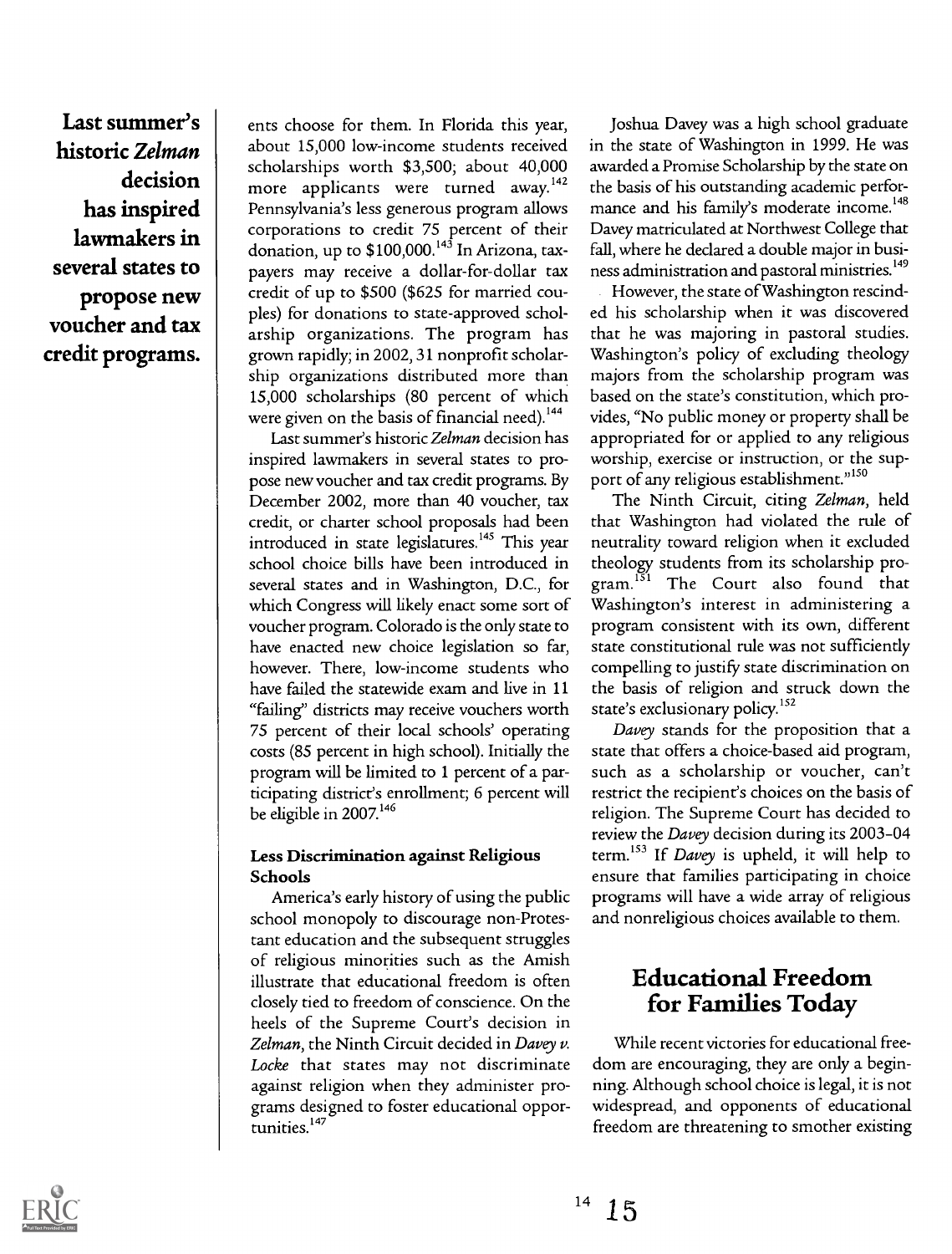**Last summer's historic *Zelman* decision has inspired lawmakers in several states to propose new voucher and tax credit programs.**

ents choose for them. In Florida this year, about 15,000 low-income students received scholarships worth $3,500; about 40,000 more applicants were turned away.[142] Pennsylvania's less generous program allows corporations to credit 75 percent of their donation, up to $100,000.[143] In Arizona, taxpayers may receive a dollar-for-dollar tax credit of up to $500 ($625 for married couples) for donations to state-approved scholarship organizations. The program has grown rapidly; in 2002, 31 nonprofit scholarship organizations distributed more than 15,000 scholarships (80 percent of which were given on the basis of financial need).[144]

Last summer's historic *Zelman* decision has inspired lawmakers in several states to propose new voucher and tax credit programs. By December 2002, more than 40 voucher, tax credit, or charter school proposals had been introduced in state legislatures.[145] This year school choice bills have been introduced in several states and in Washington, D.C., for which Congress will likely enact some sort of voucher program. Colorado is the only state to have enacted new choice legislation so far, however. There, low-income students who have failed the statewide exam and live in 11 "failing" districts may receive vouchers worth 75 percent of their local schools' operating costs (85 percent in high school). Initially the program will be limited to 1 percent of a participating district's enrollment; 6 percent will be eligible in 2007.[146]

### Less Discrimination against Religious Schools

America's early history of using the public school monopoly to discourage non-Protestant education and the subsequent struggles of religious minorities such as the Amish illustrate that educational freedom is often closely tied to freedom of conscience. On the heels of the Supreme Court's decision in *Zelman*, the Ninth Circuit decided in *Davey v. Locke* that states may not discriminate against religion when they administer programs designed to foster educational opportunities.[147]

Joshua Davey was a high school graduate in the state of Washington in 1999. He was awarded a Promise Scholarship by the state on the basis of his outstanding academic performance and his family's moderate income.[148] Davey matriculated at Northwest College that fall, where he declared a double major in business administration and pastoral ministries.[149]

However, the state of Washington rescinded his scholarship when it was discovered that he was majoring in pastoral studies. Washington's policy of excluding theology majors from the scholarship program was based on the state's constitution, which provides, "No public money or property shall be appropriated for or applied to any religious worship, exercise or instruction, or the support of any religious establishment."[150]

The Ninth Circuit, citing *Zelman*, held that Washington had violated the rule of neutrality toward religion when it excluded theology students from its scholarship program.[151] The Court also found that Washington's interest in administering a program consistent with its own, different state constitutional rule was not sufficiently compelling to justify state discrimination on the basis of religion and struck down the state's exclusionary policy.[152]

*Davey* stands for the proposition that a state that offers a choice-based aid program, such as a scholarship or voucher, can't restrict the recipient's choices on the basis of religion. The Supreme Court has decided to review the *Davey* decision during its 2003–04 term.[153] If *Davey* is upheld, it will help to ensure that families participating in choice programs will have a wide array of religious and nonreligious choices available to them.

## Educational Freedom for Families Today

While recent victories for educational freedom are encouraging, they are only a beginning. Although school choice is legal, it is not widespread, and opponents of educational freedom are threatening to smother existing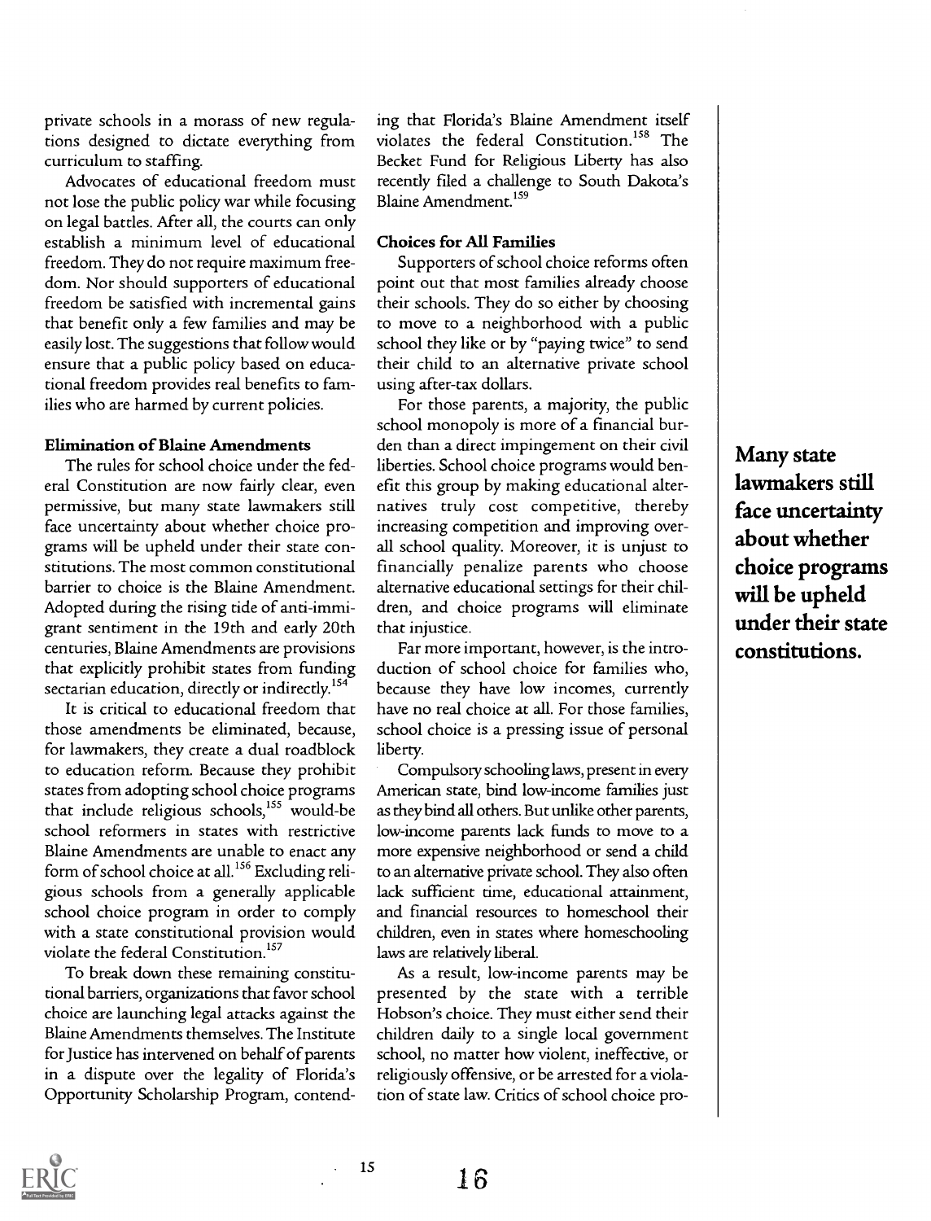private schools in a morass of new regulations designed to dictate everything from curriculum to staffing.

Advocates of educational freedom must not lose the public policy war while focusing on legal battles. After all, the courts can only establish a minimum level of educational freedom. They do not require maximum freedom. Nor should supporters of educational freedom be satisfied with incremental gains that benefit only a few families and may be easily lost. The suggestions that follow would ensure that a public policy based on educational freedom provides real benefits to families who are harmed by current policies.

### Elimination of Blaine Amendments

The rules for school choice under the federal Constitution are now fairly clear, even permissive, but many state lawmakers still face uncertainty about whether choice programs will be upheld under their state constitutions. The most common constitutional barrier to choice is the Blaine Amendment. Adopted during the rising tide of anti-immigrant sentiment in the 19th and early 20th centuries, Blaine Amendments are provisions that explicitly prohibit states from funding sectarian education, directly or indirectly.[154]

It is critical to educational freedom that those amendments be eliminated, because, for lawmakers, they create a dual roadblock to education reform. Because they prohibit states from adopting school choice programs that include religious schools,[155] would-be school reformers in states with restrictive Blaine Amendments are unable to enact any form of school choice at all.[156] Excluding religious schools from a generally applicable school choice program in order to comply with a state constitutional provision would violate the federal Constitution.[157]

To break down these remaining constitutional barriers, organizations that favor school choice are launching legal attacks against the Blaine Amendments themselves. The Institute for Justice has intervened on behalf of parents in a dispute over the legality of Florida's Opportunity Scholarship Program, contending that Florida's Blaine Amendment itself violates the federal Constitution.[158] The Becket Fund for Religious Liberty has also recently filed a challenge to South Dakota's Blaine Amendment.[159]

### Choices for All Families

Supporters of school choice reforms often point out that most families already choose their schools. They do so either by choosing to move to a neighborhood with a public school they like or by "paying twice" to send their child to an alternative private school using after-tax dollars.

For those parents, a majority, the public school monopoly is more of a financial burden than a direct impingement on their civil liberties. School choice programs would benefit this group by making educational alternatives truly cost competitive, thereby increasing competition and improving overall school quality. Moreover, it is unjust to financially penalize parents who choose alternative educational settings for their children, and choice programs will eliminate that injustice.

Far more important, however, is the introduction of school choice for families who, because they have low incomes, currently have no real choice at all. For those families, school choice is a pressing issue of personal liberty.

Compulsory schooling laws, present in every American state, bind low-income families just as they bind all others. But unlike other parents, low-income parents lack funds to move to a more expensive neighborhood or send a child to an alternative private school. They also often lack sufficient time, educational attainment, and financial resources to homeschool their children, even in states where homeschooling laws are relatively liberal.

As a result, low-income parents may be presented by the state with a terrible Hobson's choice. They must either send their children daily to a single local government school, no matter how violent, ineffective, or religiously offensive, or be arrested for a violation of state law. Critics of school choice pro-

**Many state lawmakers still face uncertainty about whether choice programs will be upheld under their state constitutions.**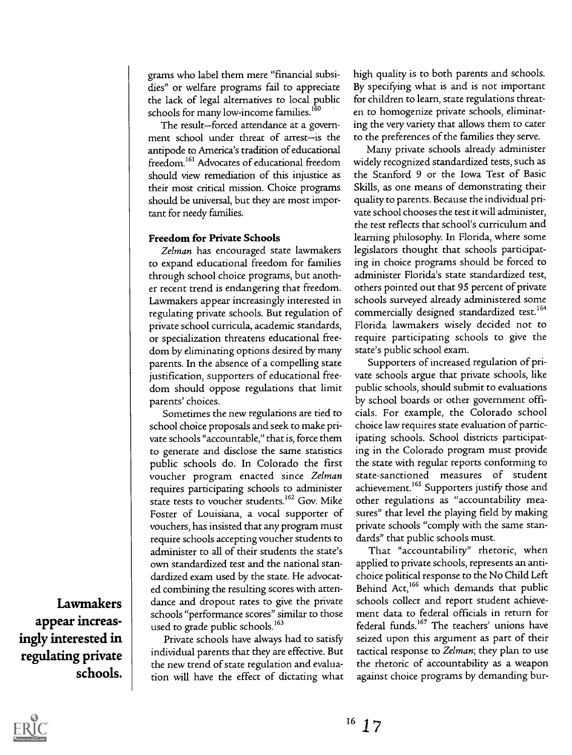grams who label them mere "financial subsidies" or welfare programs fail to appreciate the lack of legal alternatives to local public schools for many low-income families.[160]

The result—forced attendance at a government school under threat of arrest—is the antipode to America's tradition of educational freedom.[161] Advocates of educational freedom should view remediation of this injustice as their most critical mission. Choice programs should be universal, but they are most important for needy families.

**Freedom for Private Schools**

*Zelman* has encouraged state lawmakers to expand educational freedom for families through school choice programs, but another recent trend is endangering that freedom. Lawmakers appear increasingly interested in regulating private schools. But regulation of private school curricula, academic standards, or specialization threatens educational freedom by eliminating options desired by many parents. In the absence of a compelling state justification, supporters of educational freedom should oppose regulations that limit parents' choices.

**Lawmakers appear increasingly interested in regulating private schools.**

Sometimes the new regulations are tied to school choice proposals and seek to make private schools "accountable," that is, force them to generate and disclose the same statistics public schools do. In Colorado the first voucher program enacted since *Zelman* requires participating schools to administer state tests to voucher students.[162] Gov. Mike Foster of Louisiana, a vocal supporter of vouchers, has insisted that any program must require schools accepting voucher students to administer to all of their students the state's own standardized test and the national standardized exam used by the state. He advocated combining the resulting scores with attendance and dropout rates to give the private schools "performance scores" similar to those used to grade public schools.[163]

Private schools have always had to satisfy individual parents that they are effective. But the new trend of state regulation and evaluation will have the effect of dictating what high quality is to both parents and schools. By specifying what is and is not important for children to learn, state regulations threaten to homogenize private schools, eliminating the very variety that allows them to cater to the preferences of the families they serve.

Many private schools already administer widely recognized standardized tests, such as the Stanford 9 or the Iowa Test of Basic Skills, as one means of demonstrating their quality to parents. Because the individual private school chooses the test it will administer, the test reflects that school's curriculum and learning philosophy. In Florida, where some legislators thought that schools participating in choice programs should be forced to administer Florida's state standardized test, others pointed out that 95 percent of private schools surveyed already administered some commercially designed standardized test.[164] Florida lawmakers wisely decided not to require participating schools to give the state's public school exam.

Supporters of increased regulation of private schools argue that private schools, like public schools, should submit to evaluations by school boards or other government officials. For example, the Colorado school choice law requires state evaluation of participating schools. School districts participating in the Colorado program must provide the state with regular reports conforming to state-sanctioned measures of student achievement.[165] Supporters justify those and other regulations as "accountability measures" that level the playing field by making private schools "comply with the same standards" that public schools must.

That "accountability" rhetoric, when applied to private schools, represents an anti-choice political response to the No Child Left Behind Act,[166] which demands that public schools collect and report student achievement data to federal officials in return for federal funds.[167] The teachers' unions have seized upon this argument as part of their tactical response to *Zelman*; they plan to use the rhetoric of accountability as a weapon against choice programs by demanding bur-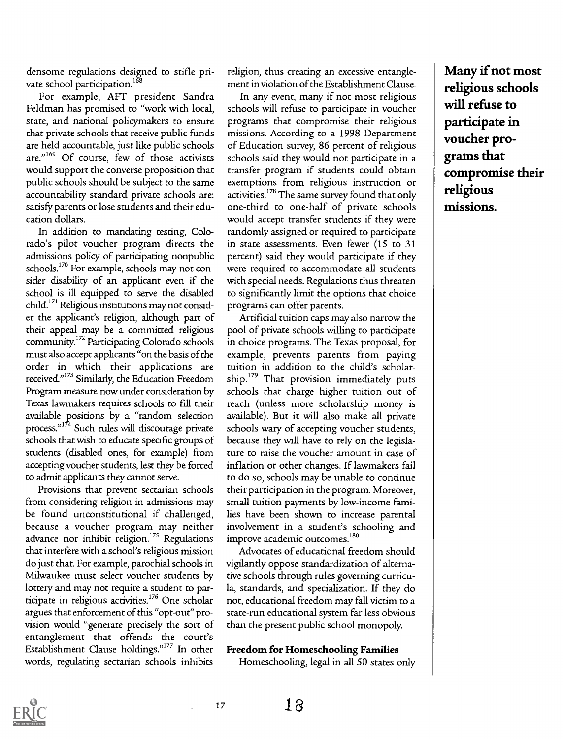densome regulations designed to stifle private school participation.[168]

For example, AFT president Sandra Feldman has promised to "work with local, state, and national policymakers to ensure that private schools that receive public funds are held accountable, just like public schools are."[169] Of course, few of those activists would support the converse proposition that public schools should be subject to the same accountability standard private schools are: satisfy parents or lose students and their education dollars.

In addition to mandating testing, Colorado's pilot voucher program directs the admissions policy of participating nonpublic schools.[170] For example, schools may not consider disability of an applicant even if the school is ill equipped to serve the disabled child.[171] Religious institutions may not consider the applicant's religion, although part of their appeal may be a committed religious community.[172] Participating Colorado schools must also accept applicants "on the basis of the order in which their applications are received."[173] Similarly, the Education Freedom Program measure now under consideration by Texas lawmakers requires schools to fill their available positions by a "random selection process."[174] Such rules will discourage private schools that wish to educate specific groups of students (disabled ones, for example) from accepting voucher students, lest they be forced to admit applicants they cannot serve.

Provisions that prevent sectarian schools from considering religion in admissions may be found unconstitutional if challenged, because a voucher program may neither advance nor inhibit religion.[175] Regulations that interfere with a school's religious mission do just that. For example, parochial schools in Milwaukee must select voucher students by lottery and may not require a student to participate in religious activities.[176] One scholar argues that enforcement of this "opt-out" provision would "generate precisely the sort of entanglement that offends the court's Establishment Clause holdings."[177] In other words, regulating sectarian schools inhibits religion, thus creating an excessive entanglement in violation of the Establishment Clause.

In any event, many if not most religious schools will refuse to participate in voucher programs that compromise their religious missions. According to a 1998 Department of Education survey, 86 percent of religious schools said they would not participate in a transfer program if students could obtain exemptions from religious instruction or activities.[178] The same survey found that only one-third to one-half of private schools would accept transfer students if they were randomly assigned or required to participate in state assessments. Even fewer (15 to 31 percent) said they would participate if they were required to accommodate all students with special needs. Regulations thus threaten to significantly limit the options that choice programs can offer parents.

Artificial tuition caps may also narrow the pool of private schools willing to participate in choice programs. The Texas proposal, for example, prevents parents from paying tuition in addition to the child's scholarship.[179] That provision immediately puts schools that charge higher tuition out of reach (unless more scholarship money is available). But it will also make all private schools wary of accepting voucher students, because they will have to rely on the legislature to raise the voucher amount in case of inflation or other changes. If lawmakers fail to do so, schools may be unable to continue their participation in the program. Moreover, small tuition payments by low-income families have been shown to increase parental involvement in a student's schooling and improve academic outcomes.[180]

Advocates of educational freedom should vigilantly oppose standardization of alternative schools through rules governing curricula, standards, and specialization. If they do not, educational freedom may fall victim to a state-run educational system far less obvious than the present public school monopoly.

**Many if not most religious schools will refuse to participate in voucher programs that compromise their religious missions.**

### Freedom for Homeschooling Families

Homeschooling, legal in all 50 states only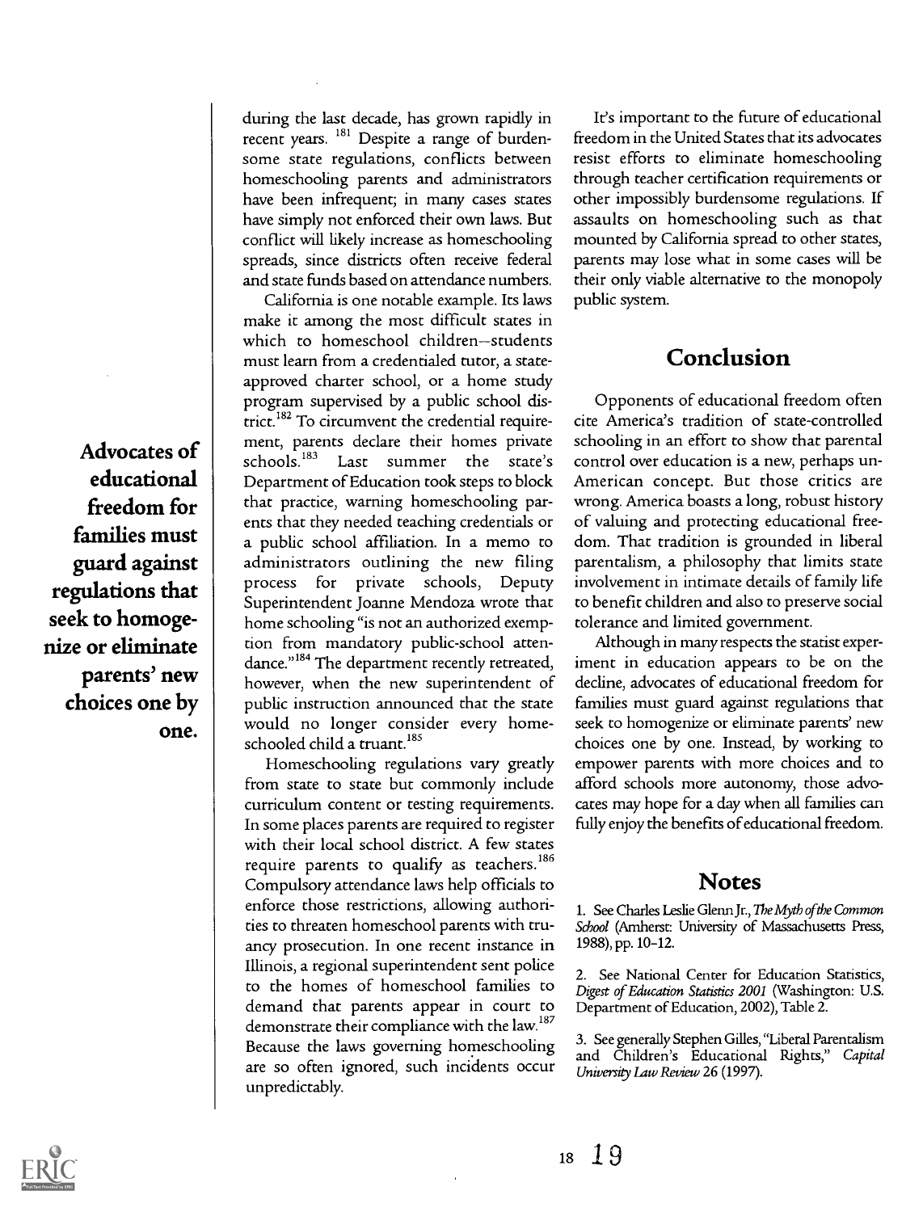during the last decade, has grown rapidly in recent years.[181] Despite a range of burdensome state regulations, conflicts between homeschooling parents and administrators have been infrequent; in many cases states have simply not enforced their own laws. But conflict will likely increase as homeschooling spreads, since districts often receive federal and state funds based on attendance numbers.

California is one notable example. Its laws make it among the most difficult states in which to homeschool children—students must learn from a credentialed tutor, a state-approved charter school, or a home study program supervised by a public school district.[182] To circumvent the credential requirement, parents declare their homes private schools.[183] Last summer the state's Department of Education took steps to block that practice, warning homeschooling parents that they needed teaching credentials or a public school affiliation. In a memo to administrators outlining the new filing process for private schools, Deputy Superintendent Joanne Mendoza wrote that home schooling "is not an authorized exemption from mandatory public-school attendance."[184] The department recently retreated, however, when the new superintendent of public instruction announced that the state would no longer consider every homeschooled child a truant.[185]

**Advocates of educational freedom for families must guard against regulations that seek to homogenize or eliminate parents' new choices one by one.**

Homeschooling regulations vary greatly from state to state but commonly include curriculum content or testing requirements. In some places parents are required to register with their local school district. A few states require parents to qualify as teachers.[186] Compulsory attendance laws help officials to enforce those restrictions, allowing authorities to threaten homeschool parents with truancy prosecution. In one recent instance in Illinois, a regional superintendent sent police to the homes of homeschool families to demand that parents appear in court to demonstrate their compliance with the law.[187] Because the laws governing homeschooling are so often ignored, such incidents occur unpredictably.

It's important to the future of educational freedom in the United States that its advocates resist efforts to eliminate homeschooling through teacher certification requirements or other impossibly burdensome regulations. If assaults on homeschooling such as that mounted by California spread to other states, parents may lose what in some cases will be their only viable alternative to the monopoly public system.

## Conclusion

Opponents of educational freedom often cite America's tradition of state-controlled schooling in an effort to show that parental control over education is a new, perhaps un-American concept. But those critics are wrong. America boasts a long, robust history of valuing and protecting educational freedom. That tradition is grounded in liberal parentalism, a philosophy that limits state involvement in intimate details of family life to benefit children and also to preserve social tolerance and limited government.

Although in many respects the statist experiment in education appears to be on the decline, advocates of educational freedom for families must guard against regulations that seek to homogenize or eliminate parents' new choices one by one. Instead, by working to empower parents with more choices and to afford schools more autonomy, those advocates may hope for a day when all families can fully enjoy the benefits of educational freedom.

## Notes

1. See Charles Leslie Glenn Jr., *The Myth of the Common School* (Amherst: University of Massachusetts Press, 1988), pp. 10–12.

2. See National Center for Education Statistics, *Digest of Education Statistics 2001* (Washington: U.S. Department of Education, 2002), Table 2.

3. See generally Stephen Gilles, "Liberal Parentalism and Children's Educational Rights," *Capital University Law Review* 26 (1997).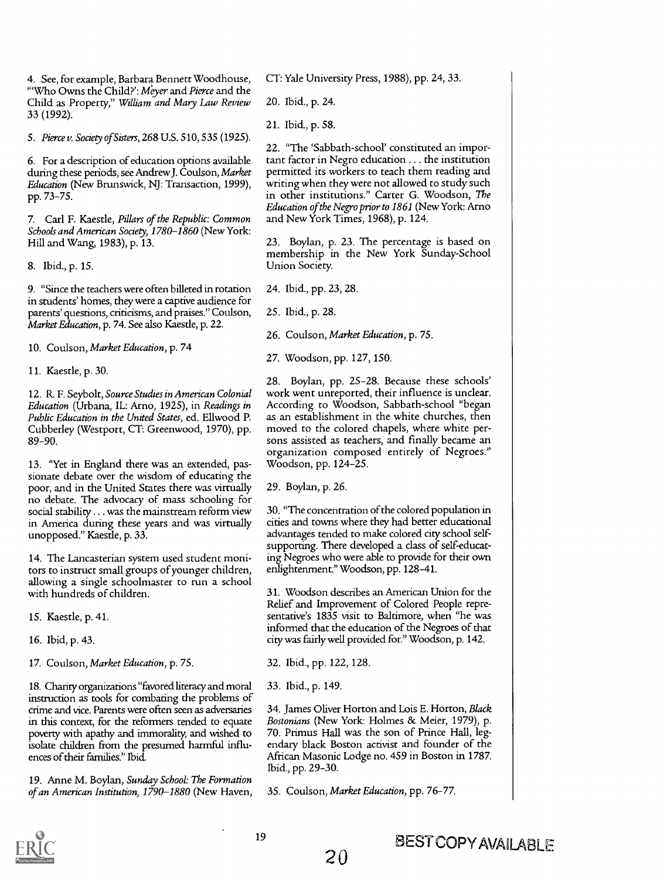4. See, for example, Barbara Bennett Woodhouse, "'Who Owns the Child?': *Meyer* and *Pierce* and the Child as Property," *William and Mary Law Review* 33 (1992).

5. *Pierce v. Society of Sisters*, 268 U.S. 510, 535 (1925).

6. For a description of education options available during these periods, see Andrew J. Coulson, *Market Education* (New Brunswick, NJ: Transaction, 1999), pp. 73–75.

7. Carl F. Kaestle, *Pillars of the Republic: Common Schools and American Society, 1780–1860* (New York: Hill and Wang, 1983), p. 13.

8. Ibid., p. 15.

9. "Since the teachers were often billeted in rotation in students' homes, they were a captive audience for parents' questions, criticisms, and praises." Coulson, *Market Education*, p. 74. See also Kaestle, p. 22.

10. Coulson, *Market Education*, p. 74

11. Kaestle, p. 30.

12. R. F. Seybolt, *Source Studies in American Colonial Education* (Urbana, IL: Arno, 1925), in *Readings in Public Education in the United States*, ed. Ellwood P. Cubberley (Westport, CT: Greenwood, 1970), pp. 89–90.

13. "Yet in England there was an extended, passionate debate over the wisdom of educating the poor, and in the United States there was virtually no debate. The advocacy of mass schooling for social stability . . . was the mainstream reform view in America during these years and was virtually unopposed." Kaestle, p. 33.

14. The Lancasterian system used student monitors to instruct small groups of younger children, allowing a single schoolmaster to run a school with hundreds of children.

15. Kaestle, p. 41.

16. Ibid, p. 43.

17. Coulson, *Market Education*, p. 75.

18. Charity organizations "favored literacy and moral instruction as tools for combating the problems of crime and vice. Parents were often seen as adversaries in this context, for the reformers tended to equate poverty with apathy and immorality, and wished to isolate children from the presumed harmful influences of their families." Ibid.

19. Anne M. Boylan, *Sunday School: The Formation of an American Institution, 1790–1880* (New Haven, CT: Yale University Press, 1988), pp. 24, 33.

20. Ibid., p. 24.

21. Ibid., p. 58.

22. "The 'Sabbath-school' constituted an important factor in Negro education . . . the institution permitted its workers to teach them reading and writing when they were not allowed to study such in other institutions." Carter G. Woodson, *The Education of the Negro prior to 1861* (New York: Arno and New York Times, 1968), p. 124.

23. Boylan, p. 23. The percentage is based on membership in the New York Sunday-School Union Society.

24. Ibid., pp. 23, 28.

25. Ibid., p. 28.

26. Coulson, *Market Education*, p. 75.

27. Woodson, pp. 127, 150.

28. Boylan, pp. 25–28. Because these schools' work went unreported, their influence is unclear. According to Woodson, Sabbath-school "began as an establishment in the white churches, then moved to the colored chapels, where white persons assisted as teachers, and finally became an organization composed entirely of Negroes." Woodson, pp. 124–25.

29. Boylan, p. 26.

30. "The concentration of the colored population in cities and towns where they had better educational advantages tended to make colored city school self-supporting. There developed a class of self-educating Negroes who were able to provide for their own enlightenment." Woodson, pp. 128–41.

31. Woodson describes an American Union for the Relief and Improvement of Colored People representative's 1835 visit to Baltimore, when "he was informed that the education of the Negroes of that city was fairly well provided for." Woodson, p. 142.

32. Ibid., pp. 122, 128.

33. Ibid., p. 149.

34. James Oliver Horton and Lois E. Horton, *Black Bostonians* (New York: Holmes & Meier, 1979), p. 70. Primus Hall was the son of Prince Hall, legendary black Boston activist and founder of the African Masonic Lodge no. 459 in Boston in 1787. Ibid., pp. 29–30.

35. Coulson, *Market Education*, pp. 76–77.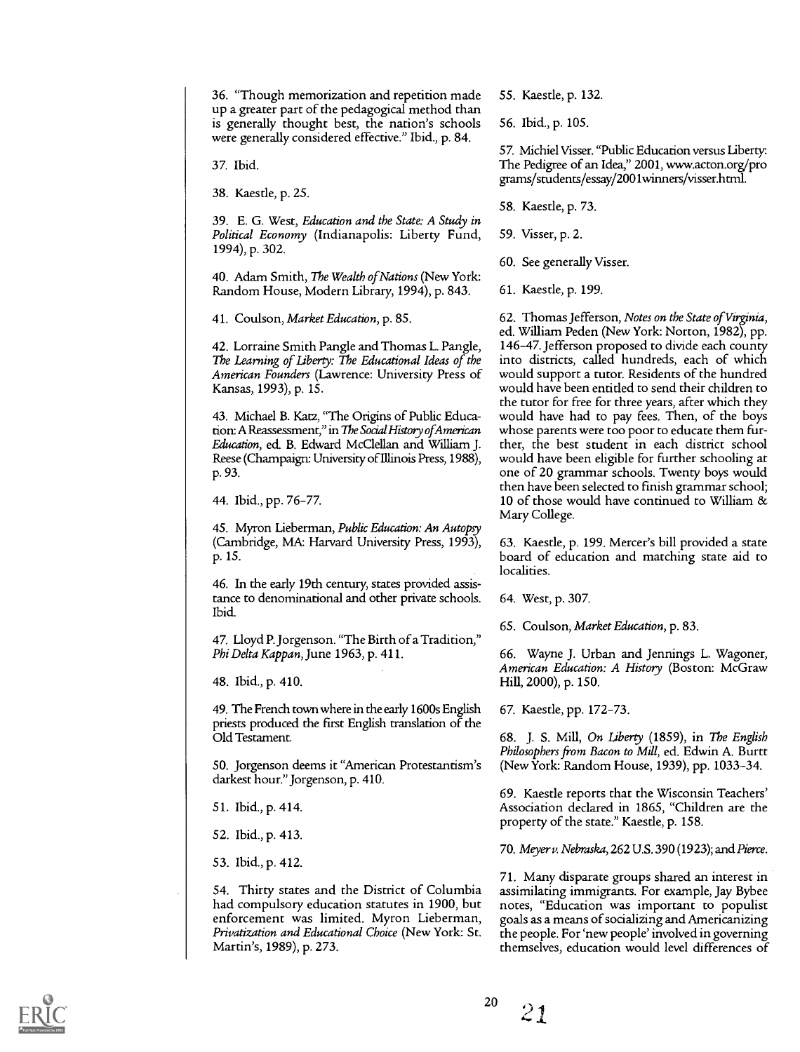36. "Though memorization and repetition made up a greater part of the pedagogical method than is generally thought best, the nation's schools were generally considered effective." Ibid., p. 84.

37. Ibid.

38. Kaestle, p. 25.

39. E. G. West, *Education and the State: A Study in Political Economy* (Indianapolis: Liberty Fund, 1994), p. 302.

40. Adam Smith, *The Wealth of Nations* (New York: Random House, Modern Library, 1994), p. 843.

41. Coulson, *Market Education*, p. 85.

42. Lorraine Smith Pangle and Thomas L. Pangle, *The Learning of Liberty: The Educational Ideas of the American Founders* (Lawrence: University Press of Kansas, 1993), p. 15.

43. Michael B. Katz, "The Origins of Public Education: A Reassessment," in *The Social History of American Education*, ed. B. Edward McClellan and William J. Reese (Champaign: University of Illinois Press, 1988), p. 93.

44. Ibid., pp. 76–77.

45. Myron Lieberman, *Public Education: An Autopsy* (Cambridge, MA: Harvard University Press, 1993), p. 15.

46. In the early 19th century, states provided assistance to denominational and other private schools. Ibid.

47. Lloyd P. Jorgenson. "The Birth of a Tradition," *Phi Delta Kappan*, June 1963, p. 411.

48. Ibid., p. 410.

49. The French town where in the early 1600s English priests produced the first English translation of the Old Testament.

50. Jorgenson deems it "American Protestantism's darkest hour." Jorgenson, p. 410.

51. Ibid., p. 414.

52. Ibid., p. 413.

53. Ibid., p. 412.

54. Thirty states and the District of Columbia had compulsory education statutes in 1900, but enforcement was limited. Myron Lieberman, *Privatization and Educational Choice* (New York: St. Martin's, 1989), p. 273.

55. Kaestle, p. 132.

56. Ibid., p. 105.

57. Michiel Visser. "Public Education versus Liberty: The Pedigree of an Idea," 2001, www.acton.org/programs/students/essay/2001winners/visser.html.

58. Kaestle, p. 73.

59. Visser, p. 2.

60. See generally Visser.

61. Kaestle, p. 199.

62. Thomas Jefferson, *Notes on the State of Virginia*, ed. William Peden (New York: Norton, 1982), pp. 146–47. Jefferson proposed to divide each county into districts, called hundreds, each of which would support a tutor. Residents of the hundred would have been entitled to send their children to the tutor for free for three years, after which they would have had to pay fees. Then, of the boys whose parents were too poor to educate them further, the best student in each district school would have been eligible for further schooling at one of 20 grammar schools. Twenty boys would then have been selected to finish grammar school; 10 of those would have continued to William & Mary College.

63. Kaestle, p. 199. Mercer's bill provided a state board of education and matching state aid to localities.

64. West, p. 307.

65. Coulson, *Market Education*, p. 83.

66. Wayne J. Urban and Jennings L. Wagoner, *American Education: A History* (Boston: McGraw Hill, 2000), p. 150.

67. Kaestle, pp. 172–73.

68. J. S. Mill, *On Liberty* (1859), in *The English Philosophers from Bacon to Mill*, ed. Edwin A. Burtt (New York: Random House, 1939), pp. 1033–34.

69. Kaestle reports that the Wisconsin Teachers' Association declared in 1865, "Children are the property of the state." Kaestle, p. 158.

70. *Meyer v. Nebraska*, 262 U.S. 390 (1923); and *Pierce*.

71. Many disparate groups shared an interest in assimilating immigrants. For example, Jay Bybee notes, "Education was important to populist goals as a means of socializing and Americanizing the people. For 'new people' involved in governing themselves, education would level differences of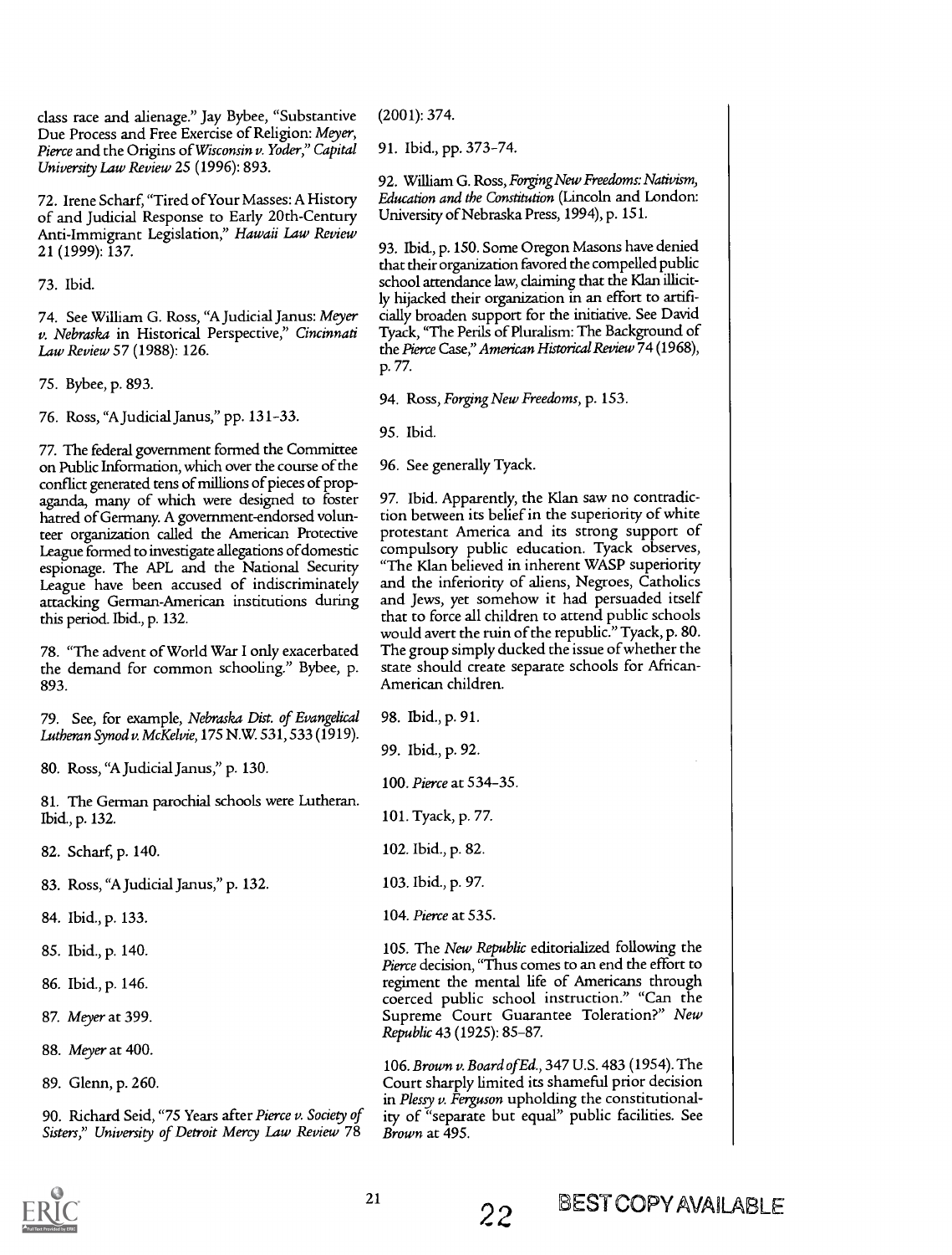class race and alienage." Jay Bybee, "Substantive Due Process and Free Exercise of Religion: *Meyer, Pierce* and the Origins of *Wisconsin v. Yoder*," *Capital University Law Review* 25 (1996): 893.

72. Irene Scharf, "Tired of Your Masses: A History of and Judicial Response to Early 20th-Century Anti-Immigrant Legislation," *Hawaii Law Review* 21 (1999): 137.

73. Ibid.

74. See William G. Ross, "A Judicial Janus: *Meyer v. Nebraska* in Historical Perspective," *Cincinnati Law Review* 57 (1988): 126.

75. Bybee, p. 893.

76. Ross, "A Judicial Janus," pp. 131–33.

77. The federal government formed the Committee on Public Information, which over the course of the conflict generated tens of millions of pieces of propaganda, many of which were designed to foster hatred of Germany. A government-endorsed volunteer organization called the American Protective League formed to investigate allegations of domestic espionage. The APL and the National Security League have been accused of indiscriminately attacking German-American institutions during this period. Ibid., p. 132.

78. "The advent of World War I only exacerbated the demand for common schooling." Bybee, p. 893.

79. See, for example, *Nebraska Dist. of Evangelical Lutheran Synod v. McKelvie*, 175 N.W. 531, 533 (1919).

80. Ross, "A Judicial Janus," p. 130.

81. The German parochial schools were Lutheran. Ibid., p. 132.

82. Scharf, p. 140.

83. Ross, "A Judicial Janus," p. 132.

84. Ibid., p. 133.

85. Ibid., p. 140.

86. Ibid., p. 146.

87. *Meyer* at 399.

88. *Meyer* at 400.

89. Glenn, p. 260.

90. Richard Seid, "75 Years after *Pierce v. Society of Sisters*," *University of Detroit Mercy Law Review* 78 (2001): 374.

91. Ibid., pp. 373–74.

92. William G. Ross, *Forging New Freedoms: Nativism, Education and the Constitution* (Lincoln and London: University of Nebraska Press, 1994), p. 151.

93. Ibid., p. 150. Some Oregon Masons have denied that their organization favored the compelled public school attendance law, claiming that the Klan illicitly hijacked their organization in an effort to artificially broaden support for the initiative. See David Tyack, "The Perils of Pluralism: The Background of the *Pierce* Case," *American Historical Review* 74 (1968), p. 77.

94. Ross, *Forging New Freedoms*, p. 153.

95. Ibid.

96. See generally Tyack.

97. Ibid. Apparently, the Klan saw no contradiction between its belief in the superiority of white protestant America and its strong support of compulsory public education. Tyack observes, "The Klan believed in inherent WASP superiority and the inferiority of aliens, Negroes, Catholics and Jews, yet somehow it had persuaded itself that to force all children to attend public schools would avert the ruin of the republic." Tyack, p. 80. The group simply ducked the issue of whether the state should create separate schools for African-American children.

98. Ibid., p. 91.

99. Ibid., p. 92.

100. *Pierce* at 534–35.

101. Tyack, p. 77.

102. Ibid., p. 82.

103. Ibid., p. 97.

104. *Pierce* at 535.

105. The *New Republic* editorialized following the *Pierce* decision, "Thus comes to an end the effort to regiment the mental life of Americans through coerced public school instruction." "Can the Supreme Court Guarantee Toleration?" *New Republic* 43 (1925): 85–87.

106. *Brown v. Board of Ed.*, 347 U.S. 483 (1954). The Court sharply limited its shameful prior decision in *Plessy v. Ferguson* upholding the constitutionality of "separate but equal" public facilities. See *Brown* at 495.

BEST COPY AVAILABLE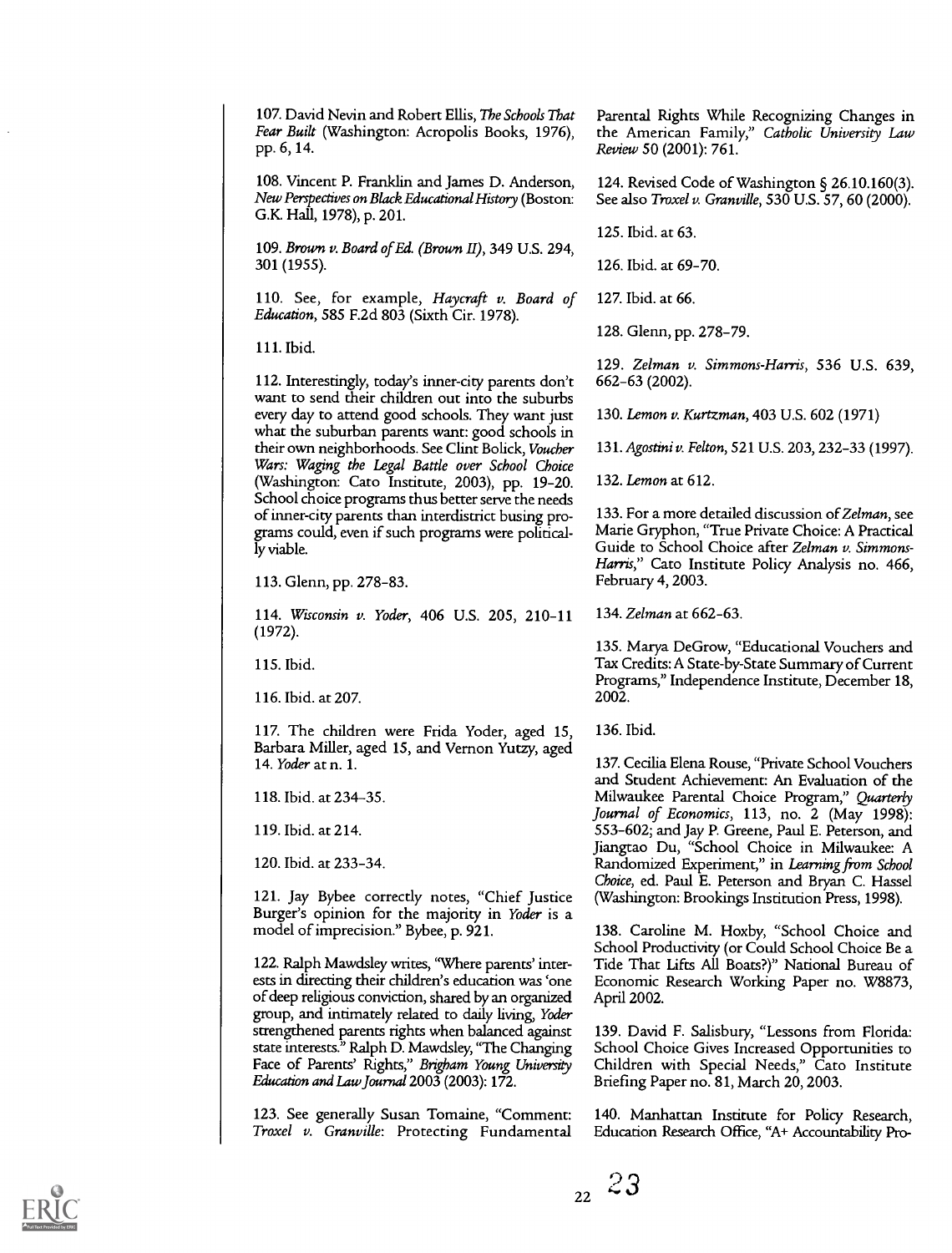107. David Nevin and Robert Ellis, *The Schools That Fear Built* (Washington: Acropolis Books, 1976), pp. 6, 14.

108. Vincent P. Franklin and James D. Anderson, *New Perspectives on Black Educational History* (Boston: G.K. Hall, 1978), p. 201.

109. *Brown v. Board of Ed. (Brown II)*, 349 U.S. 294, 301 (1955).

110. See, for example, *Haycraft v. Board of Education*, 585 F.2d 803 (Sixth Cir. 1978).

111. Ibid.

112. Interestingly, today's inner-city parents don't want to send their children out into the suburbs every day to attend good schools. They want just what the suburban parents want: good schools in their own neighborhoods. See Clint Bolick, *Voucher Wars: Waging the Legal Battle over School Choice* (Washington: Cato Institute, 2003), pp. 19–20. School choice programs thus better serve the needs of inner-city parents than interdistrict busing programs could, even if such programs were politically viable.

113. Glenn, pp. 278–83.

114. *Wisconsin v. Yoder*, 406 U.S. 205, 210–11 (1972).

115. Ibid.

116. Ibid. at 207.

117. The children were Frida Yoder, aged 15, Barbara Miller, aged 15, and Vernon Yutzy, aged 14. *Yoder* at n. 1.

118. Ibid. at 234–35.

119. Ibid. at 214.

120. Ibid. at 233–34.

121. Jay Bybee correctly notes, "Chief Justice Burger's opinion for the majority in *Yoder* is a model of imprecision." Bybee, p. 921.

122. Ralph Mawdsley writes, "Where parents' interests in directing their children's education was 'one of deep religious conviction, shared by an organized group, and intimately related to daily living, *Yoder* strengthened parents rights when balanced against state interests." Ralph D. Mawdsley, "The Changing Face of Parents' Rights," *Brigham Young University Education and Law Journal* 2003 (2003): 172.

123. See generally Susan Tomaine, "Comment: *Troxel v. Granville*: Protecting Fundamental Parental Rights While Recognizing Changes in the American Family," *Catholic University Law Review* 50 (2001): 761.

124. Revised Code of Washington § 26.10.160(3). See also *Troxel v. Granville*, 530 U.S. 57, 60 (2000).

125. Ibid. at 63.

126. Ibid. at 69–70.

127. Ibid. at 66.

128. Glenn, pp. 278–79.

129. *Zelman v. Simmons-Harris*, 536 U.S. 639, 662–63 (2002).

130. *Lemon v. Kurtzman*, 403 U.S. 602 (1971)

131. *Agostini v. Felton*, 521 U.S. 203, 232–33 (1997).

132. *Lemon* at 612.

133. For a more detailed discussion of *Zelman*, see Marie Gryphon, "True Private Choice: A Practical Guide to School Choice after *Zelman v. Simmons-Harris*," Cato Institute Policy Analysis no. 466, February 4, 2003.

134. *Zelman* at 662–63.

135. Marya DeGrow, "Educational Vouchers and Tax Credits: A State-by-State Summary of Current Programs," Independence Institute, December 18, 2002.

136. Ibid.

137. Cecilia Elena Rouse, "Private School Vouchers and Student Achievement: An Evaluation of the Milwaukee Parental Choice Program," *Quarterly Journal of Economics*, 113, no. 2 (May 1998): 553–602; and Jay P. Greene, Paul E. Peterson, and Jiangtao Du, "School Choice in Milwaukee: A Randomized Experiment," in *Learning from School Choice*, ed. Paul E. Peterson and Bryan C. Hassel (Washington: Brookings Institution Press, 1998).

138. Caroline M. Hoxby, "School Choice and School Productivity (or Could School Choice Be a Tide That Lifts All Boats?)" National Bureau of Economic Research Working Paper no. W8873, April 2002.

139. David F. Salisbury, "Lessons from Florida: School Choice Gives Increased Opportunities to Children with Special Needs," Cato Institute Briefing Paper no. 81, March 20, 2003.

140. Manhattan Institute for Policy Research, Education Research Office, "A+ Accountability Pro-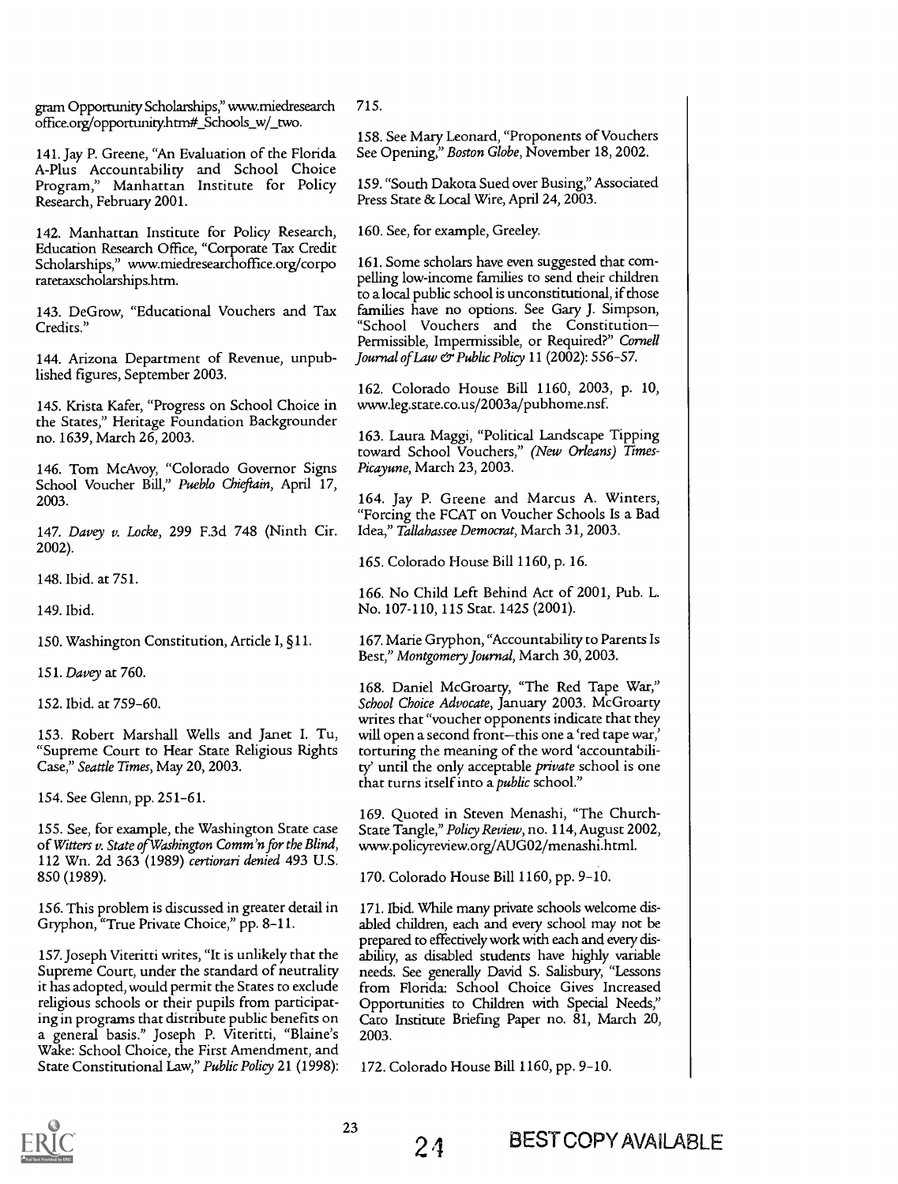gram Opportunity Scholarships," www.miedresearch office.org/opportunity.htm#_Schools_w/_two.

141. Jay P. Greene, "An Evaluation of the Florida A-Plus Accountability and School Choice Program," Manhattan Institute for Policy Research, February 2001.

142. Manhattan Institute for Policy Research, Education Research Office, "Corporate Tax Credit Scholarships," www.miedresearchoffice.org/corpo ratetaxscholarships.htm.

143. DeGrow, "Educational Vouchers and Tax Credits."

144. Arizona Department of Revenue, unpublished figures, September 2003.

145. Krista Kafer, "Progress on School Choice in the States," Heritage Foundation Backgrounder no. 1639, March 26, 2003.

146. Tom McAvoy, "Colorado Governor Signs School Voucher Bill," *Pueblo Chieftain*, April 17, 2003.

147. *Davey v. Locke*, 299 F.3d 748 (Ninth Cir. 2002).

148. Ibid. at 751.

149. Ibid.

150. Washington Constitution, Article I, §11.

151. *Davey* at 760.

152. Ibid. at 759–60.

153. Robert Marshall Wells and Janet I. Tu, "Supreme Court to Hear State Religious Rights Case," *Seattle Times*, May 20, 2003.

154. See Glenn, pp. 251–61.

155. See, for example, the Washington State case of *Witters v. State of Washington Comm'n for the Blind*, 112 Wn. 2d 363 (1989) *certiorari denied* 493 U.S. 850 (1989).

156. This problem is discussed in greater detail in Gryphon, "True Private Choice," pp. 8–11.

157. Joseph Viteritti writes, "It is unlikely that the Supreme Court, under the standard of neutrality it has adopted, would permit the States to exclude religious schools or their pupils from participating in programs that distribute public benefits on a general basis." Joseph P. Viteritti, "Blaine's Wake: School Choice, the First Amendment, and State Constitutional Law," *Public Policy* 21 (1998): 715.

158. See Mary Leonard, "Proponents of Vouchers See Opening," *Boston Globe*, November 18, 2002.

159. "South Dakota Sued over Busing," Associated Press State & Local Wire, April 24, 2003.

160. See, for example, Greeley.

161. Some scholars have even suggested that compelling low-income families to send their children to a local public school is unconstitutional, if those families have no options. See Gary J. Simpson, "School Vouchers and the Constitution—Permissible, Impermissible, or Required?" *Cornell Journal of Law & Public Policy* 11 (2002): 556–57.

162. Colorado House Bill 1160, 2003, p. 10, www.leg.state.co.us/2003a/pubhome.nsf.

163. Laura Maggi, "Political Landscape Tipping toward School Vouchers," *(New Orleans) Times-Picayune*, March 23, 2003.

164. Jay P. Greene and Marcus A. Winters, "Forcing the FCAT on Voucher Schools Is a Bad Idea," *Tallahassee Democrat*, March 31, 2003.

165. Colorado House Bill 1160, p. 16.

166. No Child Left Behind Act of 2001, Pub. L. No. 107-110, 115 Stat. 1425 (2001).

167. Marie Gryphon, "Accountability to Parents Is Best," *Montgomery Journal*, March 30, 2003.

168. Daniel McGroarty, "The Red Tape War," *School Choice Advocate*, January 2003. McGroarty writes that "voucher opponents indicate that they will open a second front—this one a 'red tape war,' torturing the meaning of the word 'accountability' until the only acceptable *private* school is one that turns itself into a *public* school."

169. Quoted in Steven Menashi, "The Church-State Tangle," *Policy Review*, no. 114, August 2002, www.policyreview.org/AUG02/menashi.html.

170. Colorado House Bill 1160, pp. 9–10.

171. Ibid. While many private schools welcome disabled children, each and every school may not be prepared to effectively work with each and every disability, as disabled students have highly variable needs. See generally David S. Salisbury, "Lessons from Florida: School Choice Gives Increased Opportunities to Children with Special Needs," Cato Institute Briefing Paper no. 81, March 20, 2003.

172. Colorado House Bill 1160, pp. 9–10.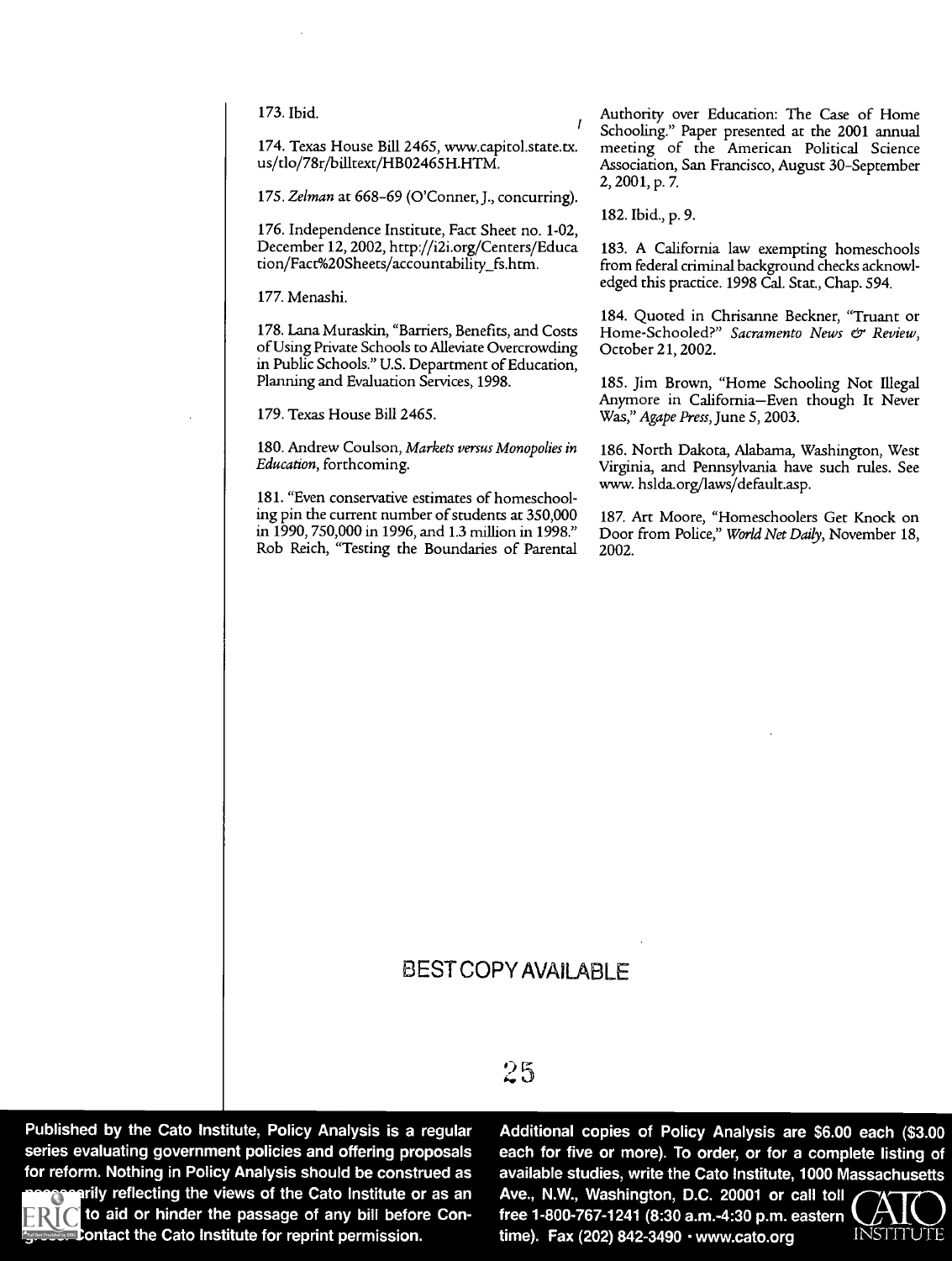173. Ibid.

174. Texas House Bill 2465, www.capitol.state.tx.us/tlo/78r/billtext/HB02465H.HTM.

175. *Zelman* at 668–69 (O'Conner, J., concurring).

176. Independence Institute, Fact Sheet no. 1-02, December 12, 2002, http://i2i.org/Centers/Education/Fact%20Sheets/accountability_fs.htm.

177. Menashi.

178. Lana Muraskin, "Barriers, Benefits, and Costs of Using Private Schools to Alleviate Overcrowding in Public Schools." U.S. Department of Education, Planning and Evaluation Services, 1998.

179. Texas House Bill 2465.

180. Andrew Coulson, *Markets versus Monopolies in Education*, forthcoming.

181. "Even conservative estimates of homeschooling pin the current number of students at 350,000 in 1990, 750,000 in 1996, and 1.3 million in 1998." Rob Reich, "Testing the Boundaries of Parental Authority over Education: The Case of Home Schooling." Paper presented at the 2001 annual meeting of the American Political Science Association, San Francisco, August 30–September 2, 2001, p. 7.

182. Ibid., p. 9.

183. A California law exempting homeschools from federal criminal background checks acknowledged this practice. 1998 Cal. Stat., Chap. 594.

184. Quoted in Chrisanne Beckner, "Truant or Home-Schooled?" *Sacramento News & Review*, October 21, 2002.

185. Jim Brown, "Home Schooling Not Illegal Anymore in California—Even though It Never Was," *Agape Press*, June 5, 2003.

186. North Dakota, Alabama, Washington, West Virginia, and Pennsylvania have such rules. See www.hslda.org/laws/default.asp.

187. Art Moore, "Homeschoolers Get Knock on Door from Police," *World Net Daily*, November 18, 2002.

BEST COPY AVAILABLE

Published by the Cato Institute, Policy Analysis is a regular series evaluating government policies and offering proposals for reform. Nothing in Policy Analysis should be construed as necessarily reflecting the views of the Cato Institute or as an attempt to aid or hinder the passage of any bill before Congress. Contact the Cato Institute for reprint permission.

Additional copies of Policy Analysis are $6.00 each ($3.00 each for five or more). To order, or for a complete listing of available studies, write the Cato Institute, 1000 Massachusetts Ave., N.W., Washington, D.C. 20001 or call toll free 1-800-767-1241 (8:30 a.m.-4:30 p.m. eastern time). Fax (202) 842-3490 · www.cato.org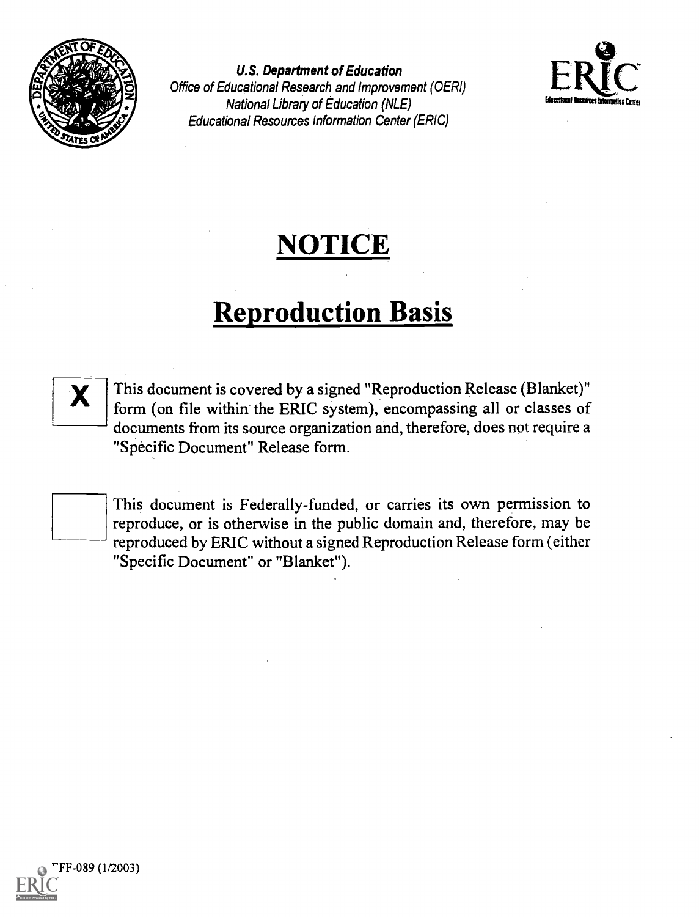**U.S. Department of Education**
*Office of Educational Research and Improvement (OERI)*
*National Library of Education (NLE)*
*Educational Resources Information Center (ERIC)*

# NOTICE

# Reproduction Basis

- [X] This document is covered by a signed "Reproduction Release (Blanket)" form (on file within the ERIC system), encompassing all or classes of documents from its source organization and, therefore, does not require a "Specific Document" Release form.

- [ ] This document is Federally-funded, or carries its own permission to reproduce, or is otherwise in the public domain and, therefore, may be reproduced by ERIC without a signed Reproduction Release form (either "Specific Document" or "Blanket").

EFF-089 (1/2003)